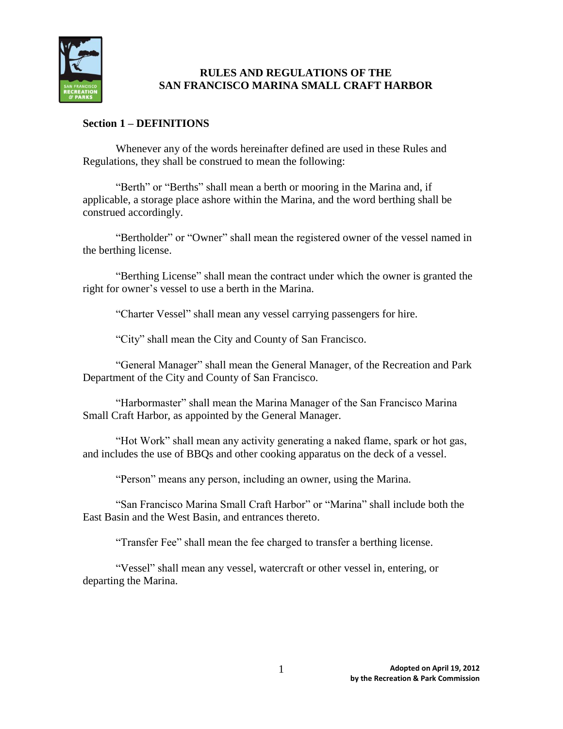# RULES AND REGULATIONS OF THE SAN FRANCISCO MARINA SMALL CRAFT HARBOR

## Section 1 – DEFINITIONS

Whenever any of the words hereinafter defined are used in these Rules and Regulations, they shall be construed to mean the following:

"Berth" or "Berths" shall mean a berth or mooring in the Marina and, if applicable, a storage place ashore within the Marina, and the word berthing shall be construed accordingly.

"Bertholder" or "Owner" shall mean the registered owner of the vessel named in the berthing license.

"Berthing License" shall mean the contract under which the owner is granted the right for owner's vessel to use a berth in the Marina.

"Charter Vessel" shall mean any vessel carrying passengers for hire.

"City" shall mean the City and County of San Francisco.

"General Manager" shall mean the General Manager, of the Recreation and Park Department of the City and County of San Francisco.

"Harbormaster" shall mean the Marina Manager of the San Francisco Marina Small Craft Harbor, as appointed by the General Manager.

"Hot Work" shall mean any activity generating a naked flame, spark or hot gas, and includes the use of BBQs and other cooking apparatus on the deck of a vessel.

"Person" means any person, including an owner, using the Marina.

"San Francisco Marina Small Craft Harbor" or "Marina" shall include both the East Basin and the West Basin, and entrances thereto.

"Transfer Fee" shall mean the fee charged to transfer a berthing license.

"Vessel" shall mean any vessel, watercraft or other vessel in, entering, or departing the Marina.

**Adopted on April 19, 2012 by the Recreation & Park Commission**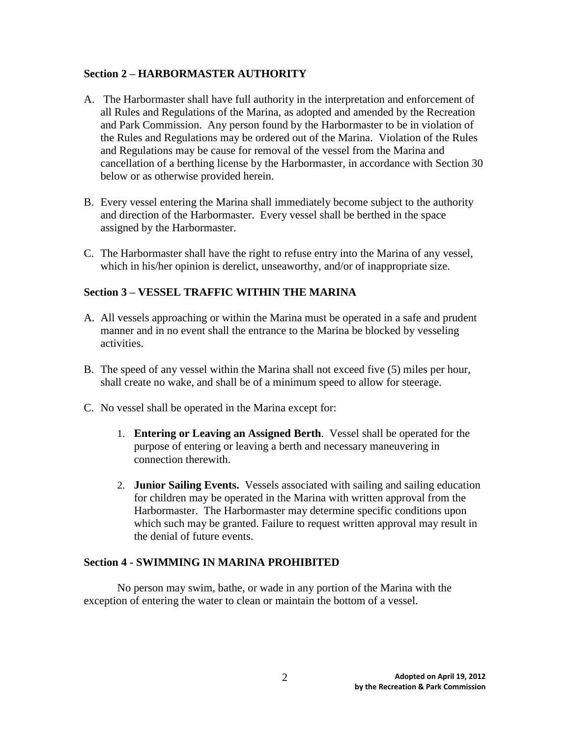## Section 2 – HARBORMASTER AUTHORITY

A. The Harbormaster shall have full authority in the interpretation and enforcement of all Rules and Regulations of the Marina, as adopted and amended by the Recreation and Park Commission. Any person found by the Harbormaster to be in violation of the Rules and Regulations may be ordered out of the Marina. Violation of the Rules and Regulations may be cause for removal of the vessel from the Marina and cancellation of a berthing license by the Harbormaster, in accordance with Section 30 below or as otherwise provided herein.

B. Every vessel entering the Marina shall immediately become subject to the authority and direction of the Harbormaster. Every vessel shall be berthed in the space assigned by the Harbormaster.

C. The Harbormaster shall have the right to refuse entry into the Marina of any vessel, which in his/her opinion is derelict, unseaworthy, and/or of inappropriate size.

## Section 3 – VESSEL TRAFFIC WITHIN THE MARINA

A. All vessels approaching or within the Marina must be operated in a safe and prudent manner and in no event shall the entrance to the Marina be blocked by vesseling activities.

B. The speed of any vessel within the Marina shall not exceed five (5) miles per hour, shall create no wake, and shall be of a minimum speed to allow for steerage.

C. No vessel shall be operated in the Marina except for:

1. **Entering or Leaving an Assigned Berth**. Vessel shall be operated for the purpose of entering or leaving a berth and necessary maneuvering in connection therewith.

2. **Junior Sailing Events.** Vessels associated with sailing and sailing education for children may be operated in the Marina with written approval from the Harbormaster. The Harbormaster may determine specific conditions upon which such may be granted. Failure to request written approval may result in the denial of future events.

## Section 4 - SWIMMING IN MARINA PROHIBITED

No person may swim, bathe, or wade in any portion of the Marina with the exception of entering the water to clean or maintain the bottom of a vessel.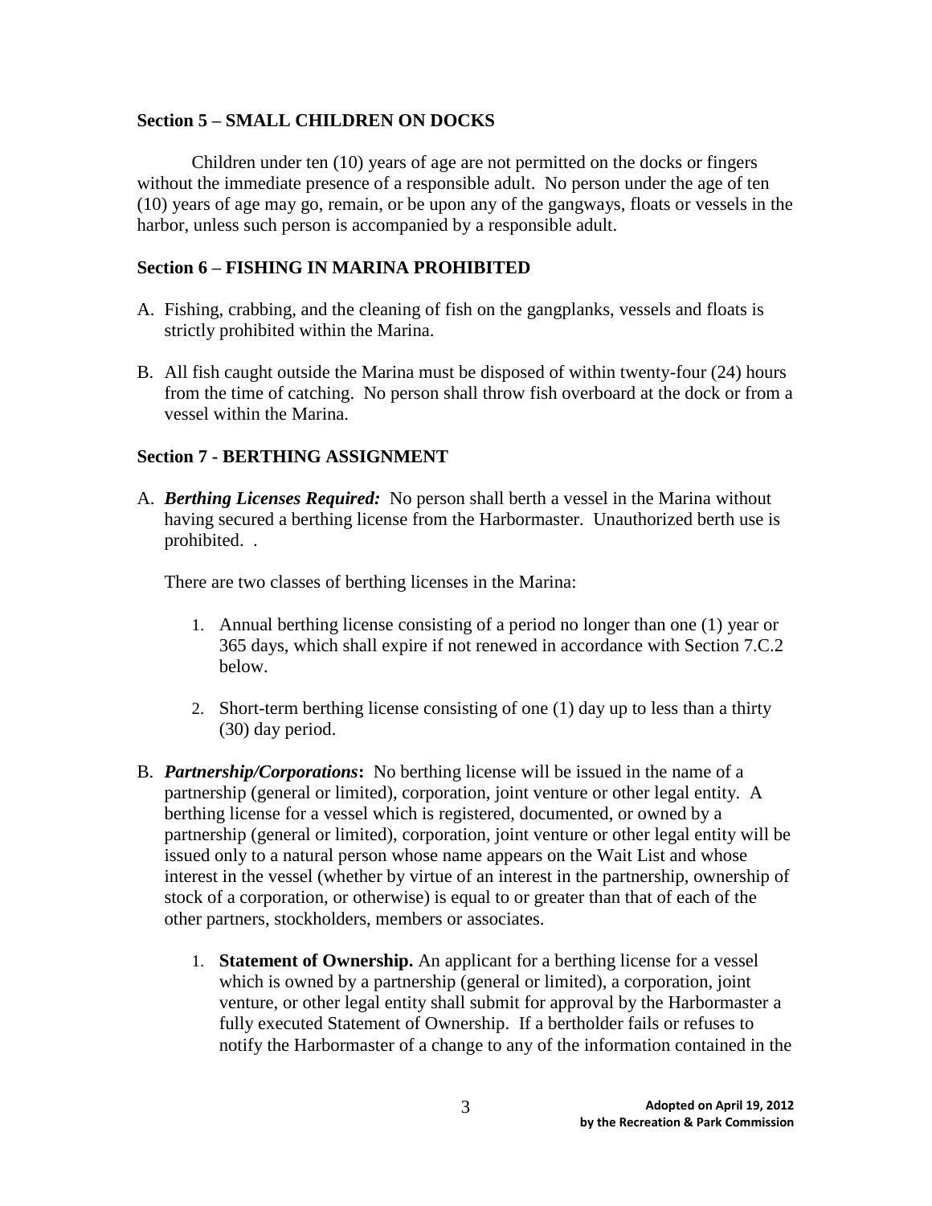### Section 5 – SMALL CHILDREN ON DOCKS

Children under ten (10) years of age are not permitted on the docks or fingers without the immediate presence of a responsible adult. No person under the age of ten (10) years of age may go, remain, or be upon any of the gangways, floats or vessels in the harbor, unless such person is accompanied by a responsible adult.

### Section 6 – FISHING IN MARINA PROHIBITED

A. Fishing, crabbing, and the cleaning of fish on the gangplanks, vessels and floats is strictly prohibited within the Marina.

B. All fish caught outside the Marina must be disposed of within twenty-four (24) hours from the time of catching. No person shall throw fish overboard at the dock or from a vessel within the Marina.

### Section 7 - BERTHING ASSIGNMENT

A. ***Berthing Licenses Required:*** No person shall berth a vessel in the Marina without having secured a berthing license from the Harbormaster. Unauthorized berth use is prohibited. .

   There are two classes of berthing licenses in the Marina:

   1. Annual berthing license consisting of a period no longer than one (1) year or 365 days, which shall expire if not renewed in accordance with Section 7.C.2 below.

   2. Short-term berthing license consisting of one (1) day up to less than a thirty (30) day period.

B. ***Partnership/Corporations*:** No berthing license will be issued in the name of a partnership (general or limited), corporation, joint venture or other legal entity. A berthing license for a vessel which is registered, documented, or owned by a partnership (general or limited), corporation, joint venture or other legal entity will be issued only to a natural person whose name appears on the Wait List and whose interest in the vessel (whether by virtue of an interest in the partnership, ownership of stock of a corporation, or otherwise) is equal to or greater than that of each of the other partners, stockholders, members or associates.

   1. **Statement of Ownership.** An applicant for a berthing license for a vessel which is owned by a partnership (general or limited), a corporation, joint venture, or other legal entity shall submit for approval by the Harbormaster a fully executed Statement of Ownership. If a bertholder fails or refuses to notify the Harbormaster of a change to any of the information contained in the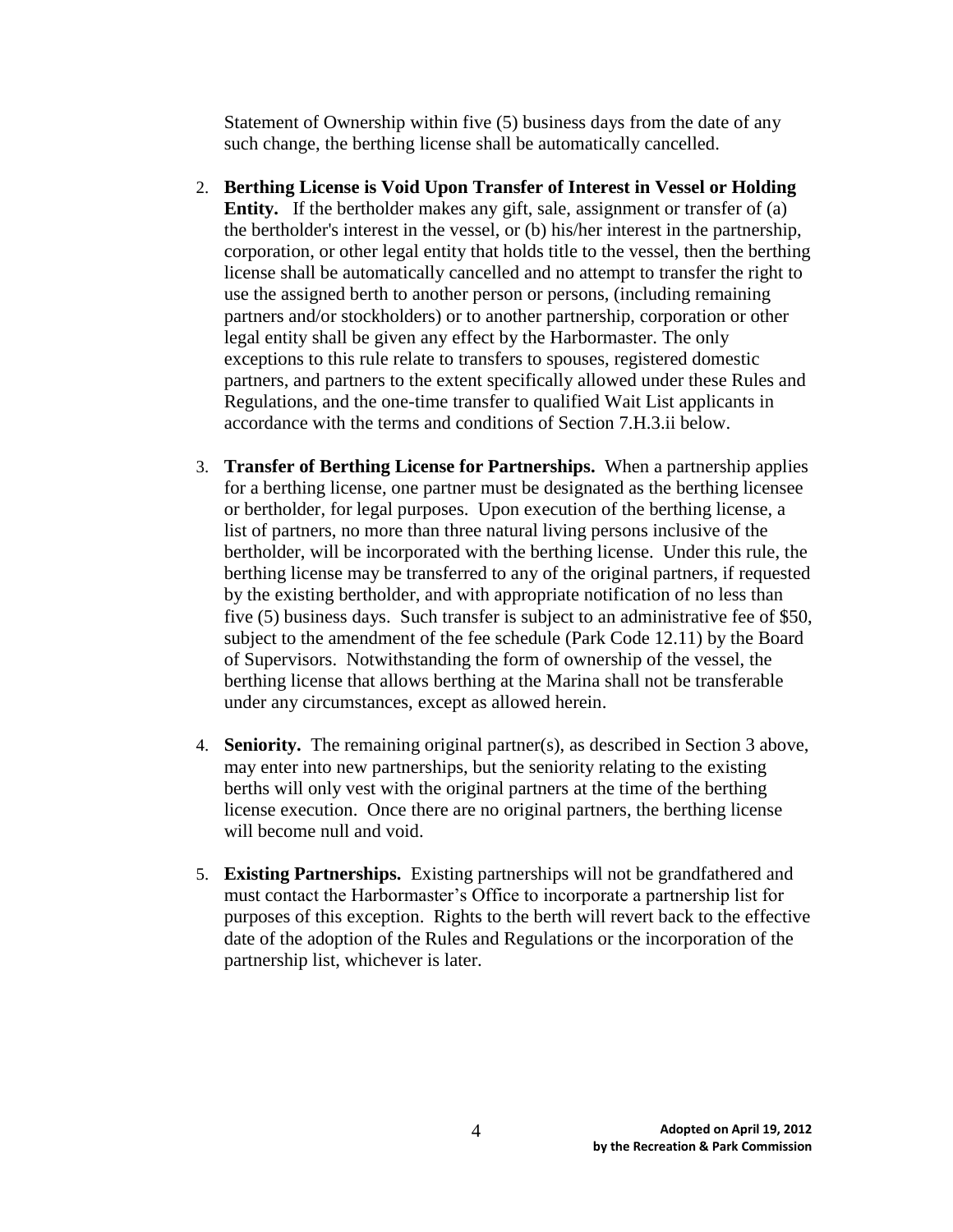Statement of Ownership within five (5) business days from the date of any such change, the berthing license shall be automatically cancelled.

2. **Berthing License is Void Upon Transfer of Interest in Vessel or Holding Entity.** If the bertholder makes any gift, sale, assignment or transfer of (a) the bertholder's interest in the vessel, or (b) his/her interest in the partnership, corporation, or other legal entity that holds title to the vessel, then the berthing license shall be automatically cancelled and no attempt to transfer the right to use the assigned berth to another person or persons, (including remaining partners and/or stockholders) or to another partnership, corporation or other legal entity shall be given any effect by the Harbormaster. The only exceptions to this rule relate to transfers to spouses, registered domestic partners, and partners to the extent specifically allowed under these Rules and Regulations, and the one-time transfer to qualified Wait List applicants in accordance with the terms and conditions of Section 7.H.3.ii below.

3. **Transfer of Berthing License for Partnerships.** When a partnership applies for a berthing license, one partner must be designated as the berthing licensee or bertholder, for legal purposes. Upon execution of the berthing license, a list of partners, no more than three natural living persons inclusive of the bertholder, will be incorporated with the berthing license. Under this rule, the berthing license may be transferred to any of the original partners, if requested by the existing bertholder, and with appropriate notification of no less than five (5) business days. Such transfer is subject to an administrative fee of $50, subject to the amendment of the fee schedule (Park Code 12.11) by the Board of Supervisors. Notwithstanding the form of ownership of the vessel, the berthing license that allows berthing at the Marina shall not be transferable under any circumstances, except as allowed herein.

4. **Seniority.** The remaining original partner(s), as described in Section 3 above, may enter into new partnerships, but the seniority relating to the existing berths will only vest with the original partners at the time of the berthing license execution. Once there are no original partners, the berthing license will become null and void.

5. **Existing Partnerships.** Existing partnerships will not be grandfathered and must contact the Harbormaster's Office to incorporate a partnership list for purposes of this exception. Rights to the berth will revert back to the effective date of the adoption of the Rules and Regulations or the incorporation of the partnership list, whichever is later.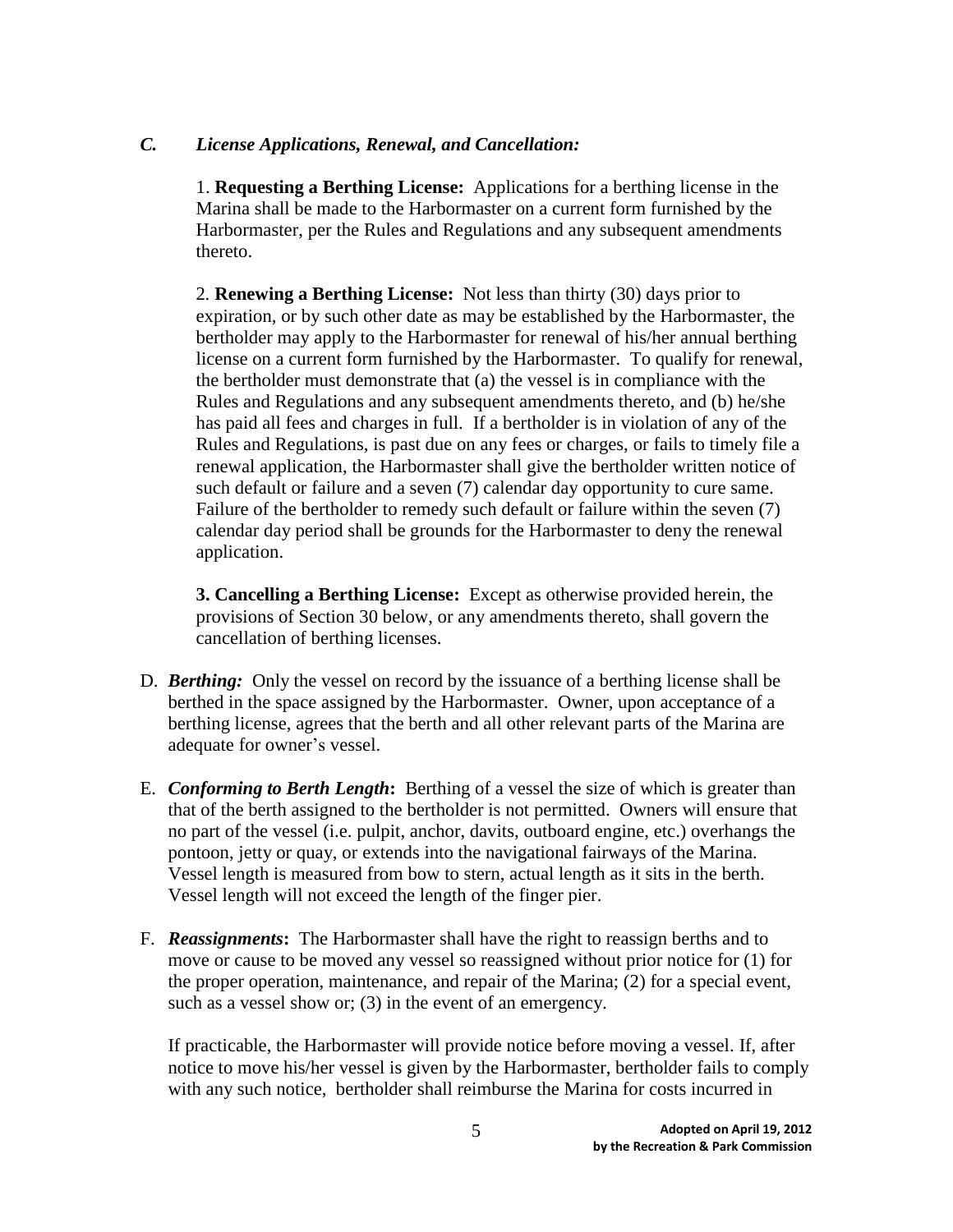### *C. License Applications, Renewal, and Cancellation:*

1. **Requesting a Berthing License:** Applications for a berthing license in the Marina shall be made to the Harbormaster on a current form furnished by the Harbormaster, per the Rules and Regulations and any subsequent amendments thereto.

2. **Renewing a Berthing License:** Not less than thirty (30) days prior to expiration, or by such other date as may be established by the Harbormaster, the bertholder may apply to the Harbormaster for renewal of his/her annual berthing license on a current form furnished by the Harbormaster. To qualify for renewal, the bertholder must demonstrate that (a) the vessel is in compliance with the Rules and Regulations and any subsequent amendments thereto, and (b) he/she has paid all fees and charges in full. If a bertholder is in violation of any of the Rules and Regulations, is past due on any fees or charges, or fails to timely file a renewal application, the Harbormaster shall give the bertholder written notice of such default or failure and a seven (7) calendar day opportunity to cure same. Failure of the bertholder to remedy such default or failure within the seven (7) calendar day period shall be grounds for the Harbormaster to deny the renewal application.

**3. Cancelling a Berthing License:** Except as otherwise provided herein, the provisions of Section 30 below, or any amendments thereto, shall govern the cancellation of berthing licenses.

D. ***Berthing:*** Only the vessel on record by the issuance of a berthing license shall be berthed in the space assigned by the Harbormaster. Owner, upon acceptance of a berthing license, agrees that the berth and all other relevant parts of the Marina are adequate for owner's vessel.

E. ***Conforming to Berth Length*:** Berthing of a vessel the size of which is greater than that of the berth assigned to the bertholder is not permitted. Owners will ensure that no part of the vessel (i.e. pulpit, anchor, davits, outboard engine, etc.) overhangs the pontoon, jetty or quay, or extends into the navigational fairways of the Marina. Vessel length is measured from bow to stern, actual length as it sits in the berth. Vessel length will not exceed the length of the finger pier.

F. ***Reassignments*:** The Harbormaster shall have the right to reassign berths and to move or cause to be moved any vessel so reassigned without prior notice for (1) for the proper operation, maintenance, and repair of the Marina; (2) for a special event, such as a vessel show or; (3) in the event of an emergency.

If practicable, the Harbormaster will provide notice before moving a vessel. If, after notice to move his/her vessel is given by the Harbormaster, bertholder fails to comply with any such notice, bertholder shall reimburse the Marina for costs incurred in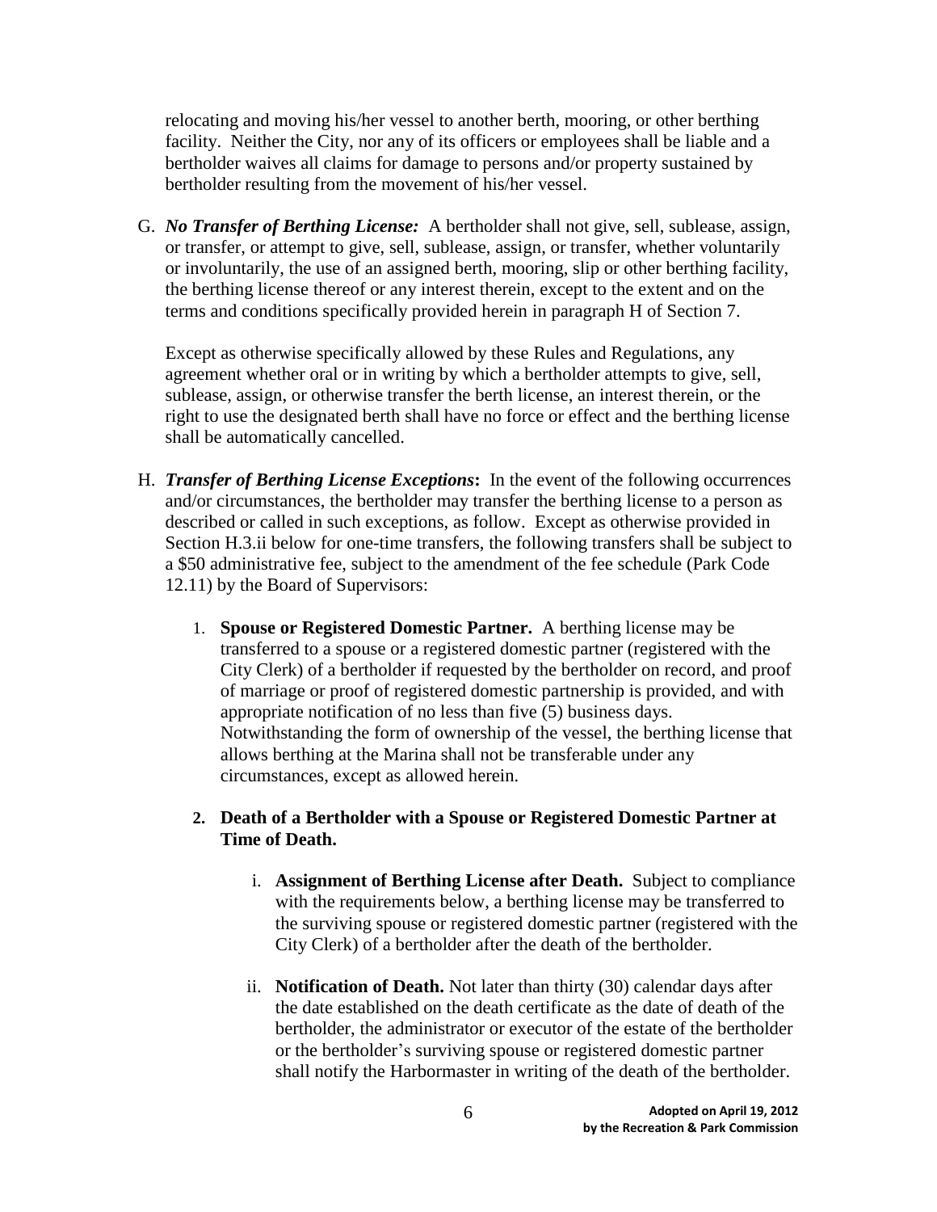relocating and moving his/her vessel to another berth, mooring, or other berthing facility. Neither the City, nor any of its officers or employees shall be liable and a bertholder waives all claims for damage to persons and/or property sustained by bertholder resulting from the movement of his/her vessel.

G. ***No Transfer of Berthing License:*** A bertholder shall not give, sell, sublease, assign, or transfer, or attempt to give, sell, sublease, assign, or transfer, whether voluntarily or involuntarily, the use of an assigned berth, mooring, slip or other berthing facility, the berthing license thereof or any interest therein, except to the extent and on the terms and conditions specifically provided herein in paragraph H of Section 7.

   Except as otherwise specifically allowed by these Rules and Regulations, any agreement whether oral or in writing by which a bertholder attempts to give, sell, sublease, assign, or otherwise transfer the berth license, an interest therein, or the right to use the designated berth shall have no force or effect and the berthing license shall be automatically cancelled.

H. ***Transfer of Berthing License Exceptions*:** In the event of the following occurrences and/or circumstances, the bertholder may transfer the berthing license to a person as described or called in such exceptions, as follow. Except as otherwise provided in Section H.3.ii below for one-time transfers, the following transfers shall be subject to a $50 administrative fee, subject to the amendment of the fee schedule (Park Code 12.11) by the Board of Supervisors:

   1. **Spouse or Registered Domestic Partner.** A berthing license may be transferred to a spouse or a registered domestic partner (registered with the City Clerk) of a bertholder if requested by the bertholder on record, and proof of marriage or proof of registered domestic partnership is provided, and with appropriate notification of no less than five (5) business days. Notwithstanding the form of ownership of the vessel, the berthing license that allows berthing at the Marina shall not be transferable under any circumstances, except as allowed herein.

   2. **Death of a Bertholder with a Spouse or Registered Domestic Partner at Time of Death.**

      i. **Assignment of Berthing License after Death.** Subject to compliance with the requirements below, a berthing license may be transferred to the surviving spouse or registered domestic partner (registered with the City Clerk) of a bertholder after the death of the bertholder.

      ii. **Notification of Death.** Not later than thirty (30) calendar days after the date established on the death certificate as the date of death of the bertholder, the administrator or executor of the estate of the bertholder or the bertholder's surviving spouse or registered domestic partner shall notify the Harbormaster in writing of the death of the bertholder.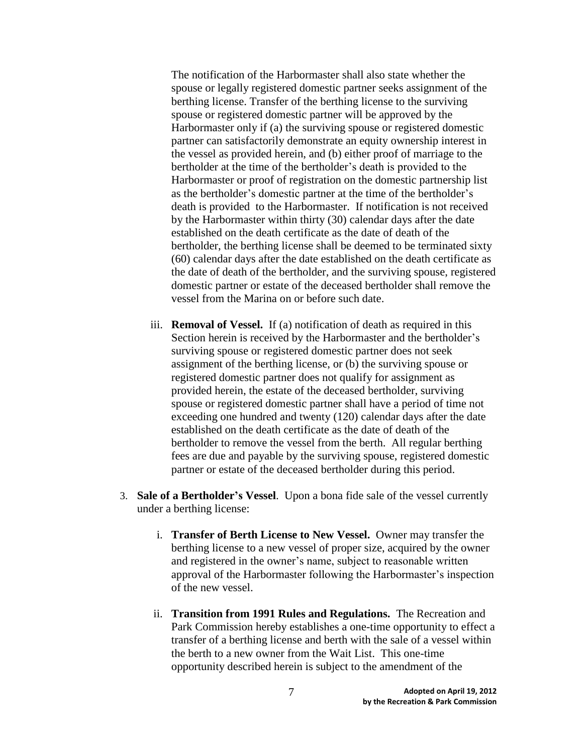The notification of the Harbormaster shall also state whether the spouse or legally registered domestic partner seeks assignment of the berthing license. Transfer of the berthing license to the surviving spouse or registered domestic partner will be approved by the Harbormaster only if (a) the surviving spouse or registered domestic partner can satisfactorily demonstrate an equity ownership interest in the vessel as provided herein, and (b) either proof of marriage to the bertholder at the time of the bertholder's death is provided to the Harbormaster or proof of registration on the domestic partnership list as the bertholder's domestic partner at the time of the bertholder's death is provided to the Harbormaster. If notification is not received by the Harbormaster within thirty (30) calendar days after the date established on the death certificate as the date of death of the bertholder, the berthing license shall be deemed to be terminated sixty (60) calendar days after the date established on the death certificate as the date of death of the bertholder, and the surviving spouse, registered domestic partner or estate of the deceased bertholder shall remove the vessel from the Marina on or before such date.

iii. **Removal of Vessel.** If (a) notification of death as required in this Section herein is received by the Harbormaster and the bertholder's surviving spouse or registered domestic partner does not seek assignment of the berthing license, or (b) the surviving spouse or registered domestic partner does not qualify for assignment as provided herein, the estate of the deceased bertholder, surviving spouse or registered domestic partner shall have a period of time not exceeding one hundred and twenty (120) calendar days after the date established on the death certificate as the date of death of the bertholder to remove the vessel from the berth. All regular berthing fees are due and payable by the surviving spouse, registered domestic partner or estate of the deceased bertholder during this period.

3. **Sale of a Bertholder's Vessel**. Upon a bona fide sale of the vessel currently under a berthing license:

   i. **Transfer of Berth License to New Vessel.** Owner may transfer the berthing license to a new vessel of proper size, acquired by the owner and registered in the owner's name, subject to reasonable written approval of the Harbormaster following the Harbormaster's inspection of the new vessel.

   ii. **Transition from 1991 Rules and Regulations.** The Recreation and Park Commission hereby establishes a one-time opportunity to effect a transfer of a berthing license and berth with the sale of a vessel within the berth to a new owner from the Wait List. This one-time opportunity described herein is subject to the amendment of the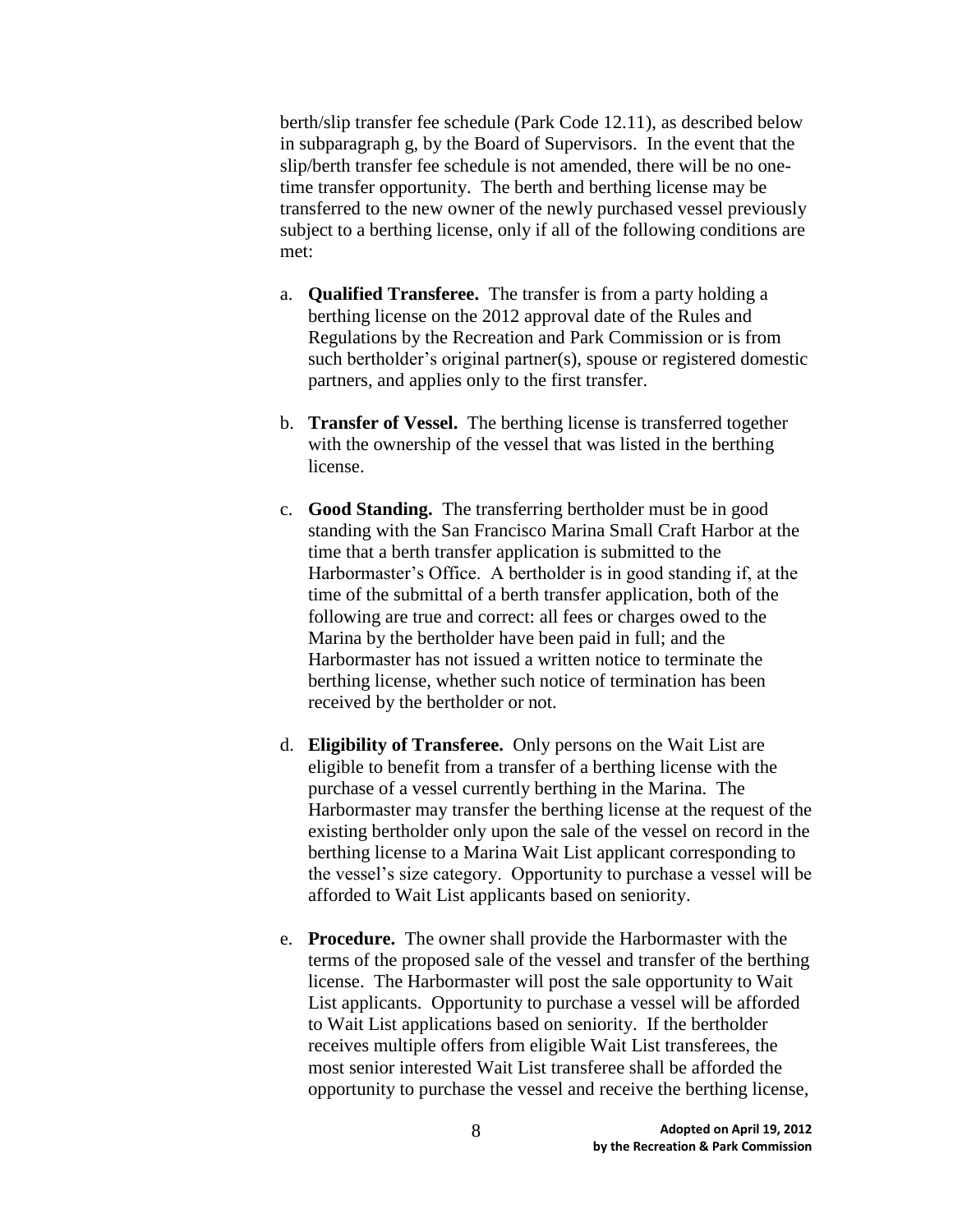berth/slip transfer fee schedule (Park Code 12.11), as described below in subparagraph g, by the Board of Supervisors. In the event that the slip/berth transfer fee schedule is not amended, there will be no one-time transfer opportunity. The berth and berthing license may be transferred to the new owner of the newly purchased vessel previously subject to a berthing license, only if all of the following conditions are met:

a. **Qualified Transferee.** The transfer is from a party holding a berthing license on the 2012 approval date of the Rules and Regulations by the Recreation and Park Commission or is from such bertholder's original partner(s), spouse or registered domestic partners, and applies only to the first transfer.

b. **Transfer of Vessel.** The berthing license is transferred together with the ownership of the vessel that was listed in the berthing license.

c. **Good Standing.** The transferring bertholder must be in good standing with the San Francisco Marina Small Craft Harbor at the time that a berth transfer application is submitted to the Harbormaster's Office. A bertholder is in good standing if, at the time of the submittal of a berth transfer application, both of the following are true and correct: all fees or charges owed to the Marina by the bertholder have been paid in full; and the Harbormaster has not issued a written notice to terminate the berthing license, whether such notice of termination has been received by the bertholder or not.

d. **Eligibility of Transferee.** Only persons on the Wait List are eligible to benefit from a transfer of a berthing license with the purchase of a vessel currently berthing in the Marina. The Harbormaster may transfer the berthing license at the request of the existing bertholder only upon the sale of the vessel on record in the berthing license to a Marina Wait List applicant corresponding to the vessel's size category. Opportunity to purchase a vessel will be afforded to Wait List applicants based on seniority.

e. **Procedure.** The owner shall provide the Harbormaster with the terms of the proposed sale of the vessel and transfer of the berthing license. The Harbormaster will post the sale opportunity to Wait List applicants. Opportunity to purchase a vessel will be afforded to Wait List applications based on seniority. If the bertholder receives multiple offers from eligible Wait List transferees, the most senior interested Wait List transferee shall be afforded the opportunity to purchase the vessel and receive the berthing license,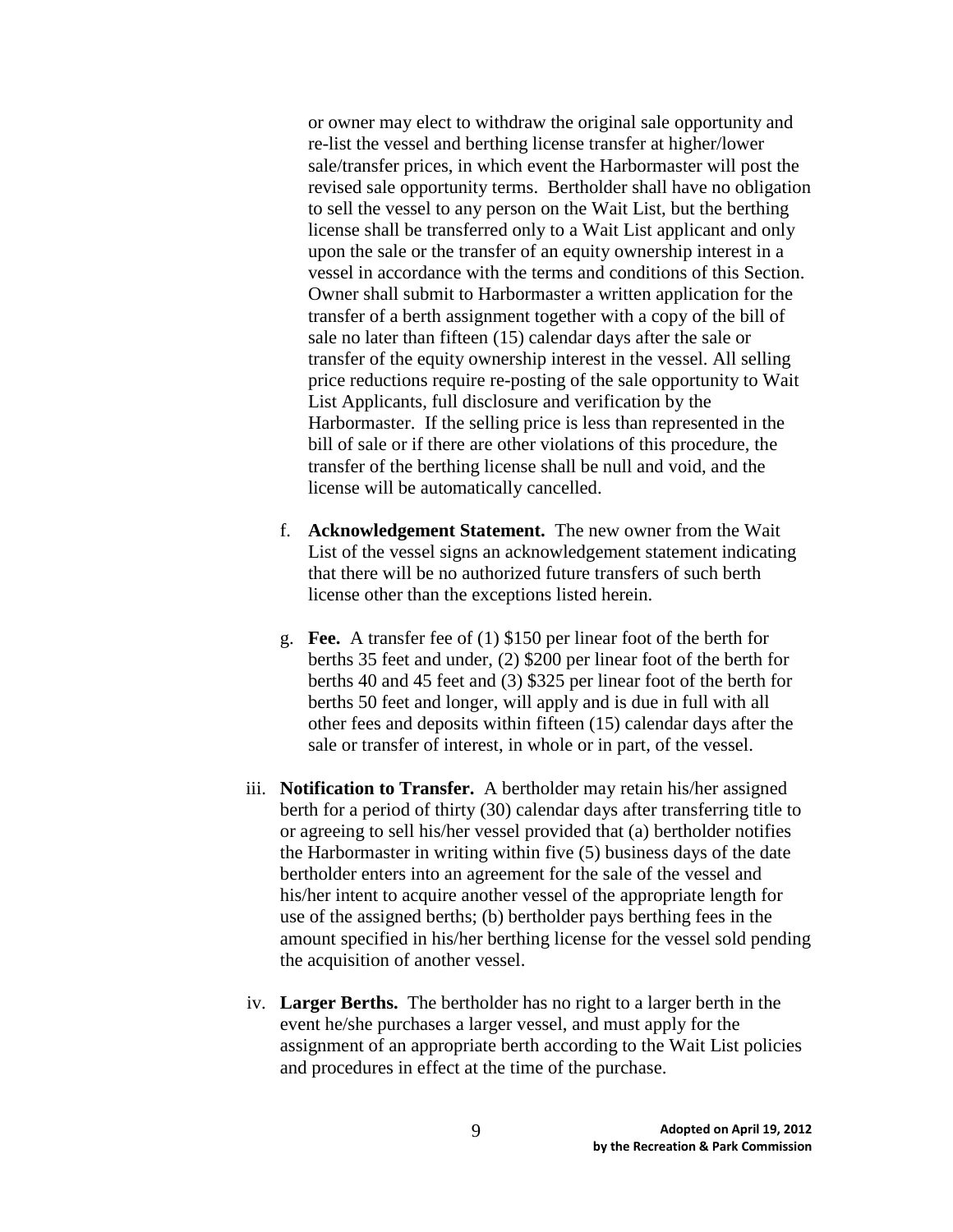or owner may elect to withdraw the original sale opportunity and re-list the vessel and berthing license transfer at higher/lower sale/transfer prices, in which event the Harbormaster will post the revised sale opportunity terms. Bertholder shall have no obligation to sell the vessel to any person on the Wait List, but the berthing license shall be transferred only to a Wait List applicant and only upon the sale or the transfer of an equity ownership interest in a vessel in accordance with the terms and conditions of this Section. Owner shall submit to Harbormaster a written application for the transfer of a berth assignment together with a copy of the bill of sale no later than fifteen (15) calendar days after the sale or transfer of the equity ownership interest in the vessel. All selling price reductions require re-posting of the sale opportunity to Wait List Applicants, full disclosure and verification by the Harbormaster. If the selling price is less than represented in the bill of sale or if there are other violations of this procedure, the transfer of the berthing license shall be null and void, and the license will be automatically cancelled.

f. **Acknowledgement Statement.** The new owner from the Wait List of the vessel signs an acknowledgement statement indicating that there will be no authorized future transfers of such berth license other than the exceptions listed herein.

g. **Fee.** A transfer fee of (1) $150 per linear foot of the berth for berths 35 feet and under, (2) $200 per linear foot of the berth for berths 40 and 45 feet and (3) $325 per linear foot of the berth for berths 50 feet and longer, will apply and is due in full with all other fees and deposits within fifteen (15) calendar days after the sale or transfer of interest, in whole or in part, of the vessel.

iii. **Notification to Transfer.** A bertholder may retain his/her assigned berth for a period of thirty (30) calendar days after transferring title to or agreeing to sell his/her vessel provided that (a) bertholder notifies the Harbormaster in writing within five (5) business days of the date bertholder enters into an agreement for the sale of the vessel and his/her intent to acquire another vessel of the appropriate length for use of the assigned berths; (b) bertholder pays berthing fees in the amount specified in his/her berthing license for the vessel sold pending the acquisition of another vessel.

iv. **Larger Berths.** The bertholder has no right to a larger berth in the event he/she purchases a larger vessel, and must apply for the assignment of an appropriate berth according to the Wait List policies and procedures in effect at the time of the purchase.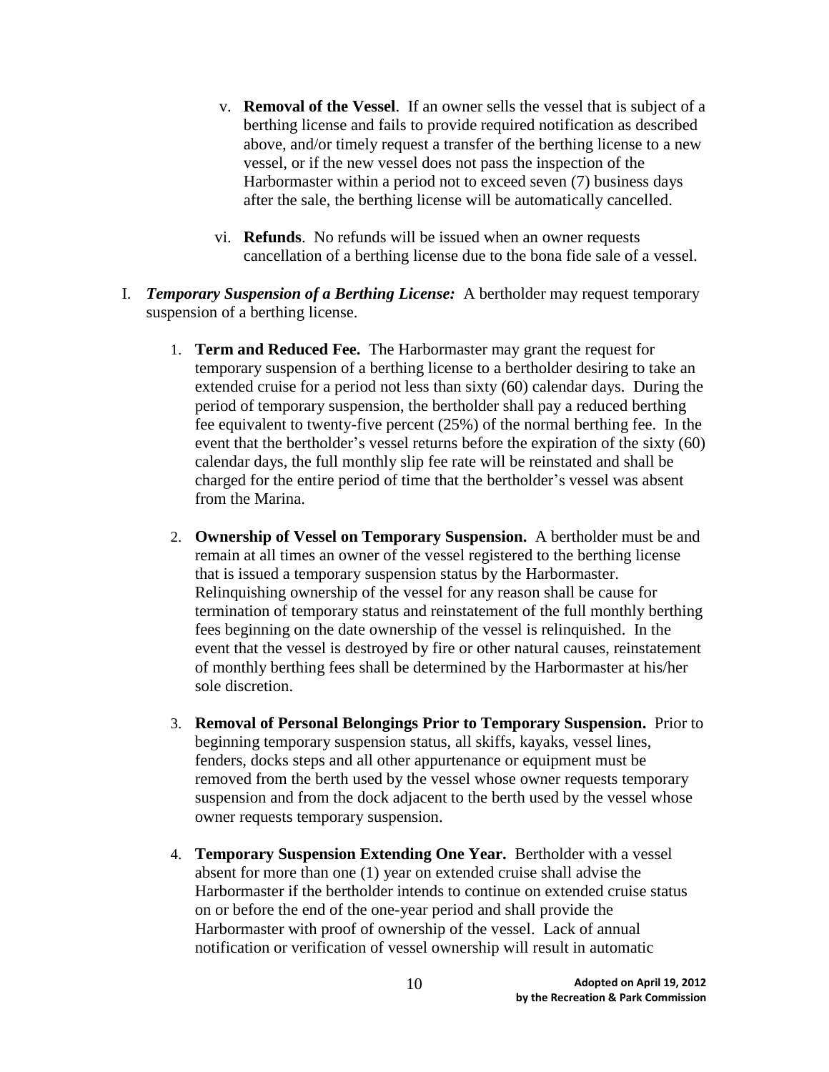v. **Removal of the Vessel**. If an owner sells the vessel that is subject of a berthing license and fails to provide required notification as described above, and/or timely request a transfer of the berthing license to a new vessel, or if the new vessel does not pass the inspection of the Harbormaster within a period not to exceed seven (7) business days after the sale, the berthing license will be automatically cancelled.

vi. **Refunds**. No refunds will be issued when an owner requests cancellation of a berthing license due to the bona fide sale of a vessel.

I. ***Temporary Suspension of a Berthing License:*** A bertholder may request temporary suspension of a berthing license.

1. **Term and Reduced Fee.** The Harbormaster may grant the request for temporary suspension of a berthing license to a bertholder desiring to take an extended cruise for a period not less than sixty (60) calendar days. During the period of temporary suspension, the bertholder shall pay a reduced berthing fee equivalent to twenty-five percent (25%) of the normal berthing fee. In the event that the bertholder's vessel returns before the expiration of the sixty (60) calendar days, the full monthly slip fee rate will be reinstated and shall be charged for the entire period of time that the bertholder's vessel was absent from the Marina.

2. **Ownership of Vessel on Temporary Suspension.** A bertholder must be and remain at all times an owner of the vessel registered to the berthing license that is issued a temporary suspension status by the Harbormaster. Relinquishing ownership of the vessel for any reason shall be cause for termination of temporary status and reinstatement of the full monthly berthing fees beginning on the date ownership of the vessel is relinquished. In the event that the vessel is destroyed by fire or other natural causes, reinstatement of monthly berthing fees shall be determined by the Harbormaster at his/her sole discretion.

3. **Removal of Personal Belongings Prior to Temporary Suspension.** Prior to beginning temporary suspension status, all skiffs, kayaks, vessel lines, fenders, docks steps and all other appurtenance or equipment must be removed from the berth used by the vessel whose owner requests temporary suspension and from the dock adjacent to the berth used by the vessel whose owner requests temporary suspension.

4. **Temporary Suspension Extending One Year.** Bertholder with a vessel absent for more than one (1) year on extended cruise shall advise the Harbormaster if the bertholder intends to continue on extended cruise status on or before the end of the one-year period and shall provide the Harbormaster with proof of ownership of the vessel. Lack of annual notification or verification of vessel ownership will result in automatic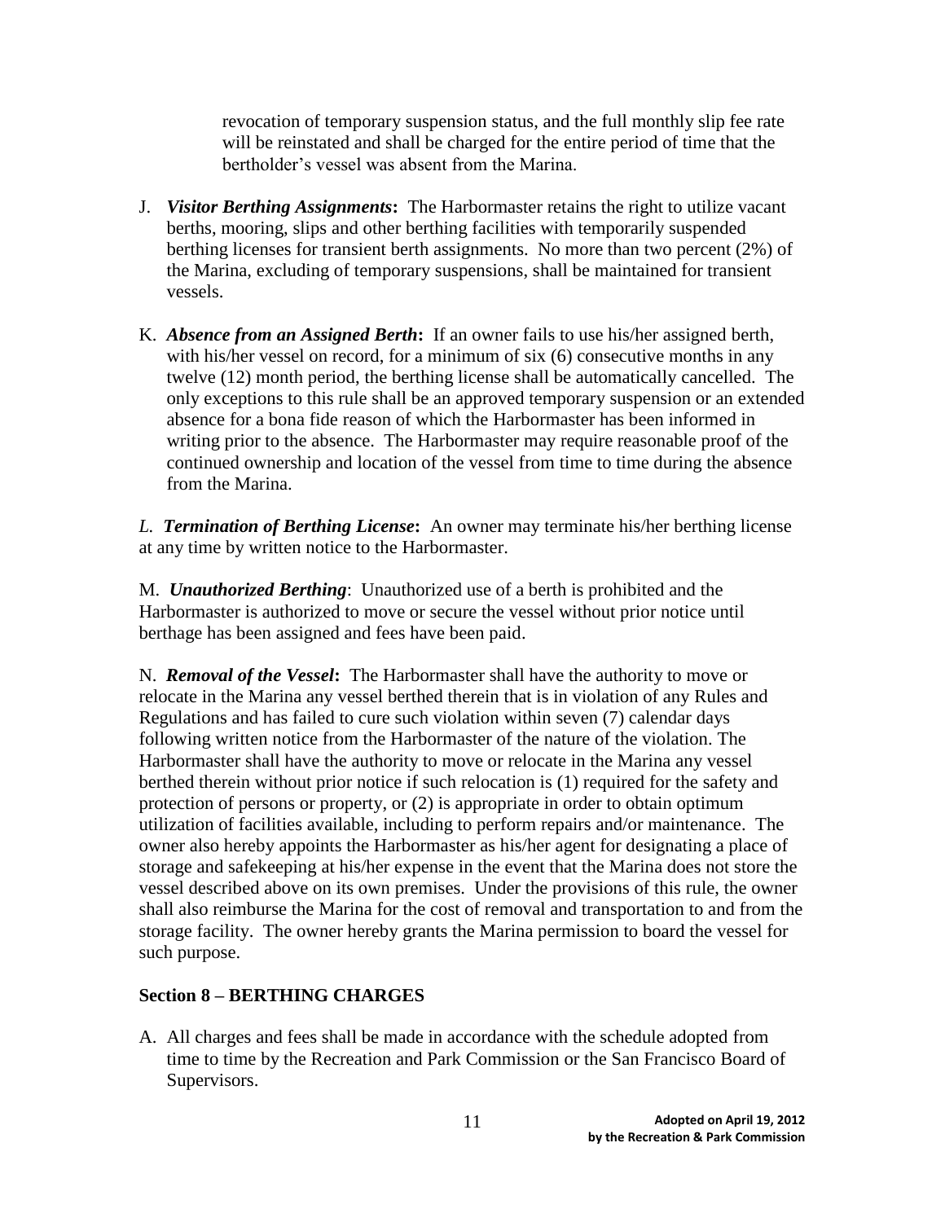revocation of temporary suspension status, and the full monthly slip fee rate will be reinstated and shall be charged for the entire period of time that the bertholder's vessel was absent from the Marina.

J. ***Visitor Berthing Assignments*****:** The Harbormaster retains the right to utilize vacant berths, mooring, slips and other berthing facilities with temporarily suspended berthing licenses for transient berth assignments. No more than two percent (2%) of the Marina, excluding of temporary suspensions, shall be maintained for transient vessels.

K. ***Absence from an Assigned Berth*****:** If an owner fails to use his/her assigned berth, with his/her vessel on record, for a minimum of six (6) consecutive months in any twelve (12) month period, the berthing license shall be automatically cancelled. The only exceptions to this rule shall be an approved temporary suspension or an extended absence for a bona fide reason of which the Harbormaster has been informed in writing prior to the absence. The Harbormaster may require reasonable proof of the continued ownership and location of the vessel from time to time during the absence from the Marina.

*L.* ***Termination of Berthing License*****:** An owner may terminate his/her berthing license at any time by written notice to the Harbormaster.

M. ***Unauthorized Berthing***: Unauthorized use of a berth is prohibited and the Harbormaster is authorized to move or secure the vessel without prior notice until berthage has been assigned and fees have been paid.

N. ***Removal of the Vessel*****:** The Harbormaster shall have the authority to move or relocate in the Marina any vessel berthed therein that is in violation of any Rules and Regulations and has failed to cure such violation within seven (7) calendar days following written notice from the Harbormaster of the nature of the violation. The Harbormaster shall have the authority to move or relocate in the Marina any vessel berthed therein without prior notice if such relocation is (1) required for the safety and protection of persons or property, or (2) is appropriate in order to obtain optimum utilization of facilities available, including to perform repairs and/or maintenance. The owner also hereby appoints the Harbormaster as his/her agent for designating a place of storage and safekeeping at his/her expense in the event that the Marina does not store the vessel described above on its own premises. Under the provisions of this rule, the owner shall also reimburse the Marina for the cost of removal and transportation to and from the storage facility. The owner hereby grants the Marina permission to board the vessel for such purpose.

## Section 8 – BERTHING CHARGES

A. All charges and fees shall be made in accordance with the schedule adopted from time to time by the Recreation and Park Commission or the San Francisco Board of Supervisors.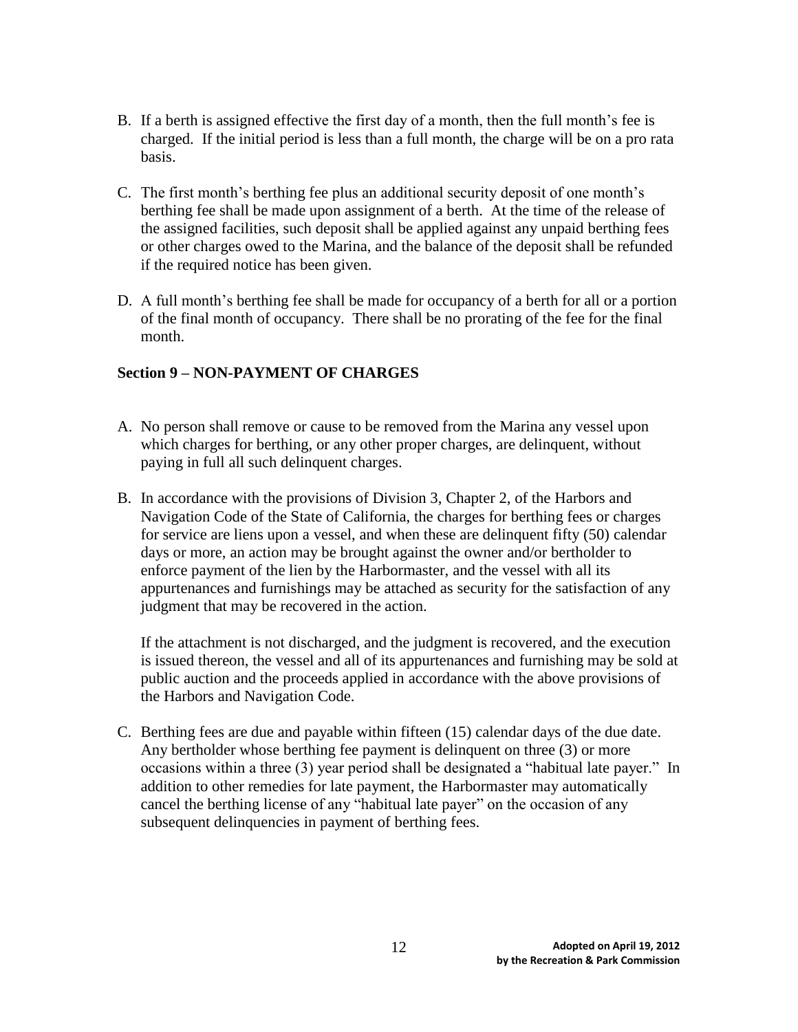B. If a berth is assigned effective the first day of a month, then the full month's fee is charged. If the initial period is less than a full month, the charge will be on a pro rata basis.

C. The first month's berthing fee plus an additional security deposit of one month's berthing fee shall be made upon assignment of a berth. At the time of the release of the assigned facilities, such deposit shall be applied against any unpaid berthing fees or other charges owed to the Marina, and the balance of the deposit shall be refunded if the required notice has been given.

D. A full month's berthing fee shall be made for occupancy of a berth for all or a portion of the final month of occupancy. There shall be no prorating of the fee for the final month.

**Section 9 – NON-PAYMENT OF CHARGES**

A. No person shall remove or cause to be removed from the Marina any vessel upon which charges for berthing, or any other proper charges, are delinquent, without paying in full all such delinquent charges.

B. In accordance with the provisions of Division 3, Chapter 2, of the Harbors and Navigation Code of the State of California, the charges for berthing fees or charges for service are liens upon a vessel, and when these are delinquent fifty (50) calendar days or more, an action may be brought against the owner and/or bertholder to enforce payment of the lien by the Harbormaster, and the vessel with all its appurtenances and furnishings may be attached as security for the satisfaction of any judgment that may be recovered in the action.

   If the attachment is not discharged, and the judgment is recovered, and the execution is issued thereon, the vessel and all of its appurtenances and furnishing may be sold at public auction and the proceeds applied in accordance with the above provisions of the Harbors and Navigation Code.

C. Berthing fees are due and payable within fifteen (15) calendar days of the due date. Any bertholder whose berthing fee payment is delinquent on three (3) or more occasions within a three (3) year period shall be designated a "habitual late payer." In addition to other remedies for late payment, the Harbormaster may automatically cancel the berthing license of any "habitual late payer" on the occasion of any subsequent delinquencies in payment of berthing fees.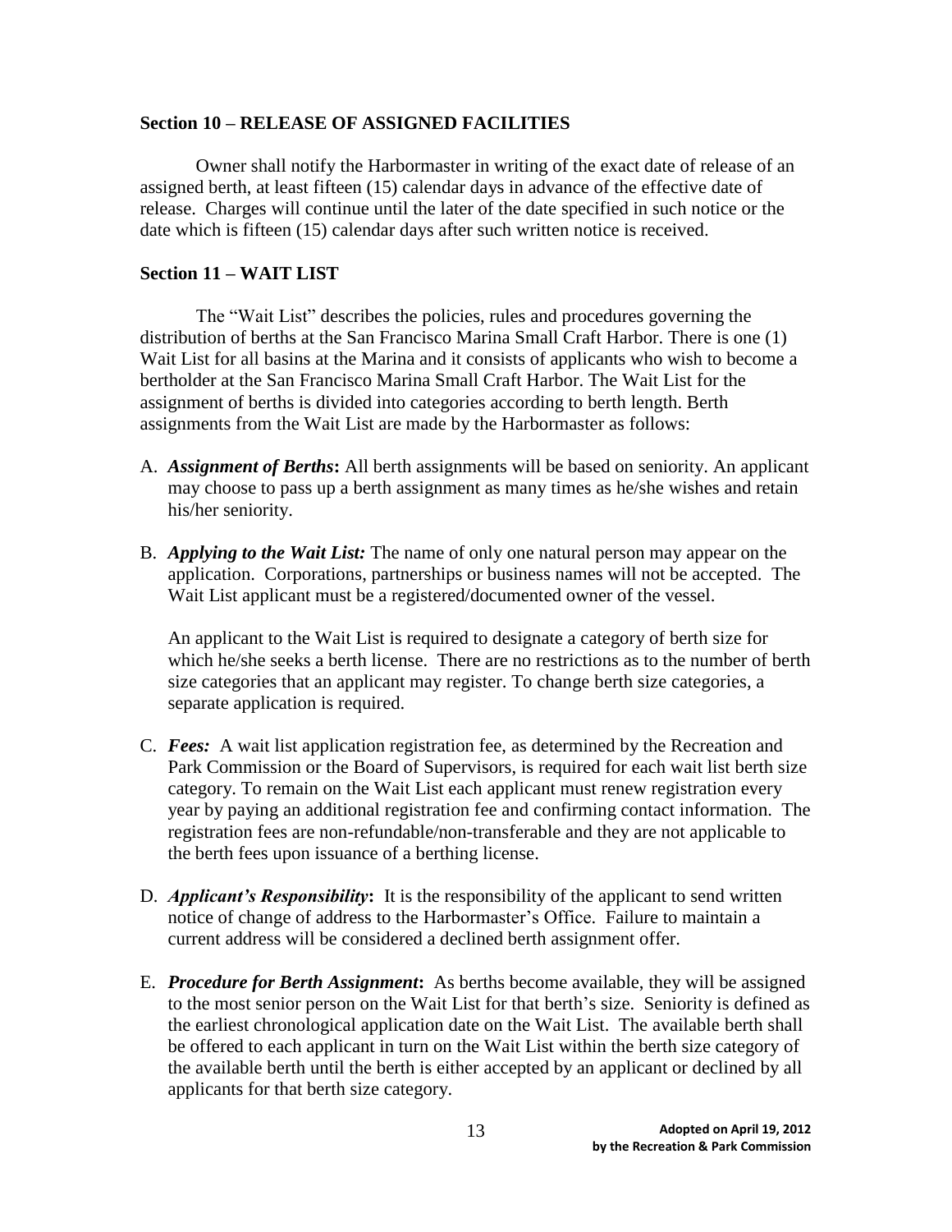## Section 10 – RELEASE OF ASSIGNED FACILITIES

Owner shall notify the Harbormaster in writing of the exact date of release of an assigned berth, at least fifteen (15) calendar days in advance of the effective date of release. Charges will continue until the later of the date specified in such notice or the date which is fifteen (15) calendar days after such written notice is received.

## Section 11 – WAIT LIST

The "Wait List" describes the policies, rules and procedures governing the distribution of berths at the San Francisco Marina Small Craft Harbor. There is one (1) Wait List for all basins at the Marina and it consists of applicants who wish to become a bertholder at the San Francisco Marina Small Craft Harbor. The Wait List for the assignment of berths is divided into categories according to berth length. Berth assignments from the Wait List are made by the Harbormaster as follows:

A. ***Assignment of Berths*:** All berth assignments will be based on seniority. An applicant may choose to pass up a berth assignment as many times as he/she wishes and retain his/her seniority.

B. ***Applying to the Wait List:*** The name of only one natural person may appear on the application. Corporations, partnerships or business names will not be accepted. The Wait List applicant must be a registered/documented owner of the vessel.

   An applicant to the Wait List is required to designate a category of berth size for which he/she seeks a berth license. There are no restrictions as to the number of berth size categories that an applicant may register. To change berth size categories, a separate application is required.

C. ***Fees:*** A wait list application registration fee, as determined by the Recreation and Park Commission or the Board of Supervisors, is required for each wait list berth size category. To remain on the Wait List each applicant must renew registration every year by paying an additional registration fee and confirming contact information. The registration fees are non-refundable/non-transferable and they are not applicable to the berth fees upon issuance of a berthing license.

D. ***Applicant's Responsibility*:** It is the responsibility of the applicant to send written notice of change of address to the Harbormaster's Office. Failure to maintain a current address will be considered a declined berth assignment offer.

E. ***Procedure for Berth Assignment*:** As berths become available, they will be assigned to the most senior person on the Wait List for that berth's size. Seniority is defined as the earliest chronological application date on the Wait List. The available berth shall be offered to each applicant in turn on the Wait List within the berth size category of the available berth until the berth is either accepted by an applicant or declined by all applicants for that berth size category.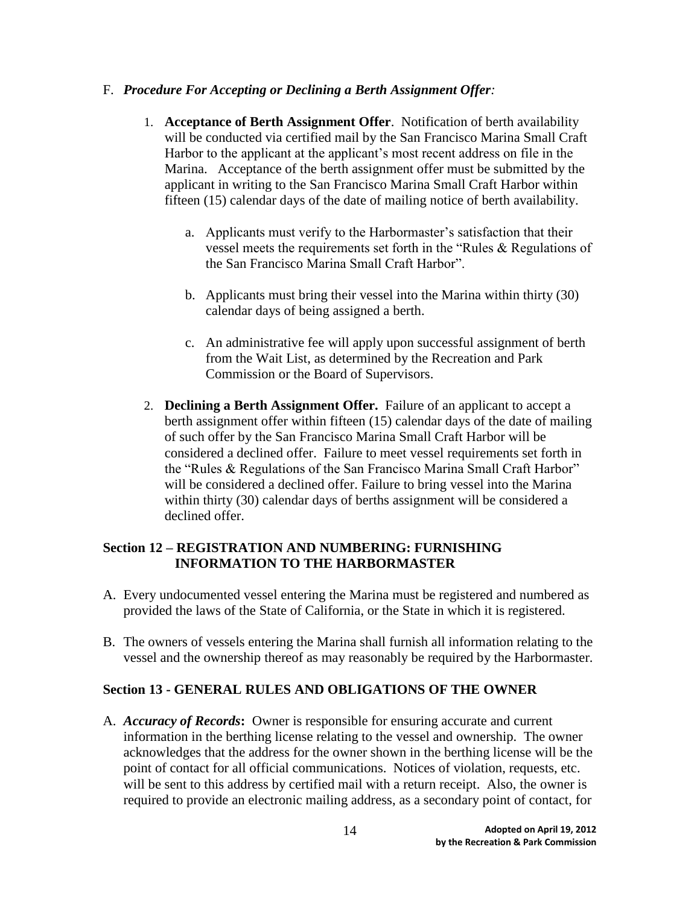F. ***Procedure For Accepting or Declining a Berth Assignment Offer:***

1. **Acceptance of Berth Assignment Offer**. Notification of berth availability will be conducted via certified mail by the San Francisco Marina Small Craft Harbor to the applicant at the applicant's most recent address on file in the Marina. Acceptance of the berth assignment offer must be submitted by the applicant in writing to the San Francisco Marina Small Craft Harbor within fifteen (15) calendar days of the date of mailing notice of berth availability.

   a. Applicants must verify to the Harbormaster's satisfaction that their vessel meets the requirements set forth in the "Rules & Regulations of the San Francisco Marina Small Craft Harbor".

   b. Applicants must bring their vessel into the Marina within thirty (30) calendar days of being assigned a berth.

   c. An administrative fee will apply upon successful assignment of berth from the Wait List, as determined by the Recreation and Park Commission or the Board of Supervisors.

2. **Declining a Berth Assignment Offer.** Failure of an applicant to accept a berth assignment offer within fifteen (15) calendar days of the date of mailing of such offer by the San Francisco Marina Small Craft Harbor will be considered a declined offer. Failure to meet vessel requirements set forth in the "Rules & Regulations of the San Francisco Marina Small Craft Harbor" will be considered a declined offer. Failure to bring vessel into the Marina within thirty (30) calendar days of berths assignment will be considered a declined offer.

## Section 12 – REGISTRATION AND NUMBERING: FURNISHING INFORMATION TO THE HARBORMASTER

A. Every undocumented vessel entering the Marina must be registered and numbered as provided the laws of the State of California, or the State in which it is registered.

B. The owners of vessels entering the Marina shall furnish all information relating to the vessel and the ownership thereof as may reasonably be required by the Harbormaster.

## Section 13 - GENERAL RULES AND OBLIGATIONS OF THE OWNER

A. ***Accuracy of Records*:** Owner is responsible for ensuring accurate and current information in the berthing license relating to the vessel and ownership. The owner acknowledges that the address for the owner shown in the berthing license will be the point of contact for all official communications. Notices of violation, requests, etc. will be sent to this address by certified mail with a return receipt. Also, the owner is required to provide an electronic mailing address, as a secondary point of contact, for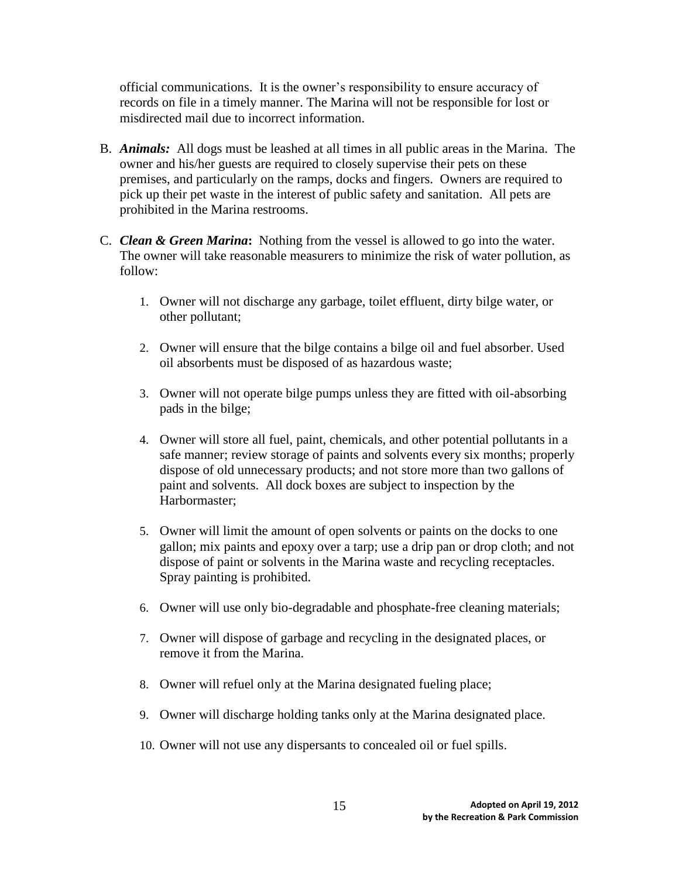official communications. It is the owner's responsibility to ensure accuracy of records on file in a timely manner. The Marina will not be responsible for lost or misdirected mail due to incorrect information.

B. ***Animals:*** All dogs must be leashed at all times in all public areas in the Marina. The owner and his/her guests are required to closely supervise their pets on these premises, and particularly on the ramps, docks and fingers. Owners are required to pick up their pet waste in the interest of public safety and sanitation. All pets are prohibited in the Marina restrooms.

C. ***Clean & Green Marina*****:** Nothing from the vessel is allowed to go into the water. The owner will take reasonable measurers to minimize the risk of water pollution, as follow:

   1. Owner will not discharge any garbage, toilet effluent, dirty bilge water, or other pollutant;

   2. Owner will ensure that the bilge contains a bilge oil and fuel absorber. Used oil absorbents must be disposed of as hazardous waste;

   3. Owner will not operate bilge pumps unless they are fitted with oil-absorbing pads in the bilge;

   4. Owner will store all fuel, paint, chemicals, and other potential pollutants in a safe manner; review storage of paints and solvents every six months; properly dispose of old unnecessary products; and not store more than two gallons of paint and solvents. All dock boxes are subject to inspection by the Harbormaster;

   5. Owner will limit the amount of open solvents or paints on the docks to one gallon; mix paints and epoxy over a tarp; use a drip pan or drop cloth; and not dispose of paint or solvents in the Marina waste and recycling receptacles. Spray painting is prohibited.

   6. Owner will use only bio-degradable and phosphate-free cleaning materials;

   7. Owner will dispose of garbage and recycling in the designated places, or remove it from the Marina.

   8. Owner will refuel only at the Marina designated fueling place;

   9. Owner will discharge holding tanks only at the Marina designated place.

   10. Owner will not use any dispersants to concealed oil or fuel spills.

**Adopted on April 19, 2012 by the Recreation & Park Commission**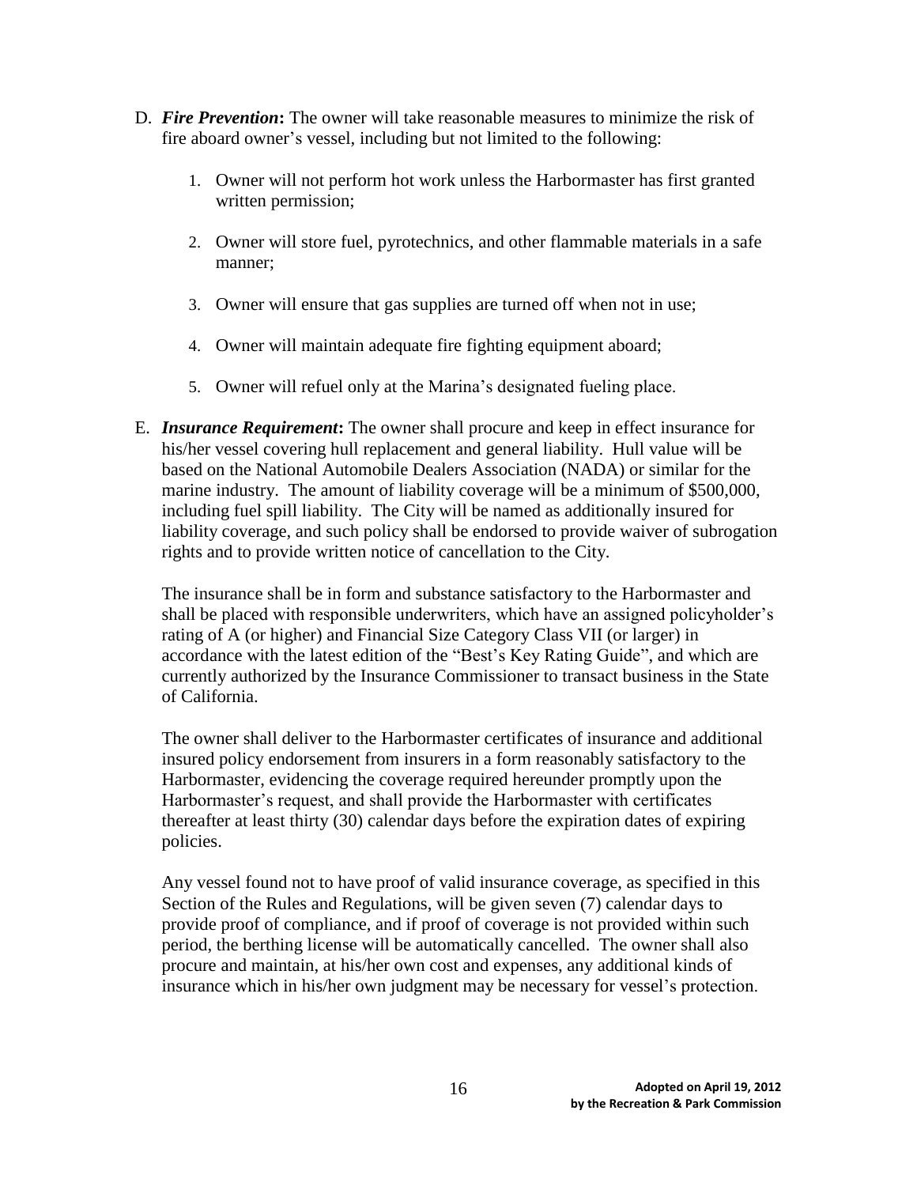D. ***Fire Prevention*:** The owner will take reasonable measures to minimize the risk of fire aboard owner's vessel, including but not limited to the following:

   1. Owner will not perform hot work unless the Harbormaster has first granted written permission;

   2. Owner will store fuel, pyrotechnics, and other flammable materials in a safe manner;

   3. Owner will ensure that gas supplies are turned off when not in use;

   4. Owner will maintain adequate fire fighting equipment aboard;

   5. Owner will refuel only at the Marina's designated fueling place.

E. ***Insurance Requirement*:** The owner shall procure and keep in effect insurance for his/her vessel covering hull replacement and general liability. Hull value will be based on the National Automobile Dealers Association (NADA) or similar for the marine industry. The amount of liability coverage will be a minimum of $500,000, including fuel spill liability. The City will be named as additionally insured for liability coverage, and such policy shall be endorsed to provide waiver of subrogation rights and to provide written notice of cancellation to the City.

   The insurance shall be in form and substance satisfactory to the Harbormaster and shall be placed with responsible underwriters, which have an assigned policyholder's rating of A (or higher) and Financial Size Category Class VII (or larger) in accordance with the latest edition of the "Best's Key Rating Guide", and which are currently authorized by the Insurance Commissioner to transact business in the State of California.

   The owner shall deliver to the Harbormaster certificates of insurance and additional insured policy endorsement from insurers in a form reasonably satisfactory to the Harbormaster, evidencing the coverage required hereunder promptly upon the Harbormaster's request, and shall provide the Harbormaster with certificates thereafter at least thirty (30) calendar days before the expiration dates of expiring policies.

   Any vessel found not to have proof of valid insurance coverage, as specified in this Section of the Rules and Regulations, will be given seven (7) calendar days to provide proof of compliance, and if proof of coverage is not provided within such period, the berthing license will be automatically cancelled. The owner shall also procure and maintain, at his/her own cost and expenses, any additional kinds of insurance which in his/her own judgment may be necessary for vessel's protection.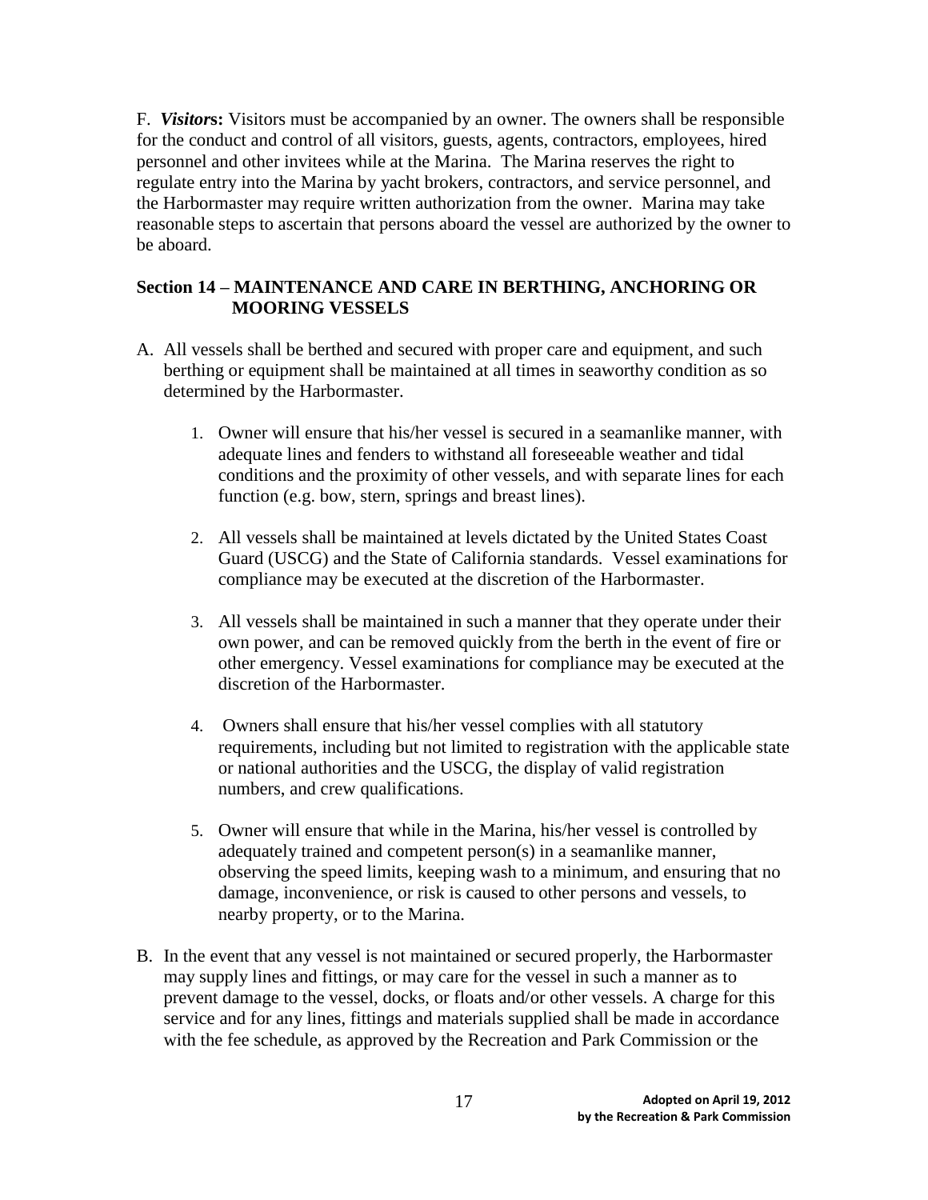F. ***Visitors*:** Visitors must be accompanied by an owner. The owners shall be responsible for the conduct and control of all visitors, guests, agents, contractors, employees, hired personnel and other invitees while at the Marina. The Marina reserves the right to regulate entry into the Marina by yacht brokers, contractors, and service personnel, and the Harbormaster may require written authorization from the owner. Marina may take reasonable steps to ascertain that persons aboard the vessel are authorized by the owner to be aboard.

## Section 14 – MAINTENANCE AND CARE IN BERTHING, ANCHORING OR MOORING VESSELS

A. All vessels shall be berthed and secured with proper care and equipment, and such berthing or equipment shall be maintained at all times in seaworthy condition as so determined by the Harbormaster.

   1. Owner will ensure that his/her vessel is secured in a seamanlike manner, with adequate lines and fenders to withstand all foreseeable weather and tidal conditions and the proximity of other vessels, and with separate lines for each function (e.g. bow, stern, springs and breast lines).

   2. All vessels shall be maintained at levels dictated by the United States Coast Guard (USCG) and the State of California standards. Vessel examinations for compliance may be executed at the discretion of the Harbormaster.

   3. All vessels shall be maintained in such a manner that they operate under their own power, and can be removed quickly from the berth in the event of fire or other emergency. Vessel examinations for compliance may be executed at the discretion of the Harbormaster.

   4. Owners shall ensure that his/her vessel complies with all statutory requirements, including but not limited to registration with the applicable state or national authorities and the USCG, the display of valid registration numbers, and crew qualifications.

   5. Owner will ensure that while in the Marina, his/her vessel is controlled by adequately trained and competent person(s) in a seamanlike manner, observing the speed limits, keeping wash to a minimum, and ensuring that no damage, inconvenience, or risk is caused to other persons and vessels, to nearby property, or to the Marina.

B. In the event that any vessel is not maintained or secured properly, the Harbormaster may supply lines and fittings, or may care for the vessel in such a manner as to prevent damage to the vessel, docks, or floats and/or other vessels. A charge for this service and for any lines, fittings and materials supplied shall be made in accordance with the fee schedule, as approved by the Recreation and Park Commission or the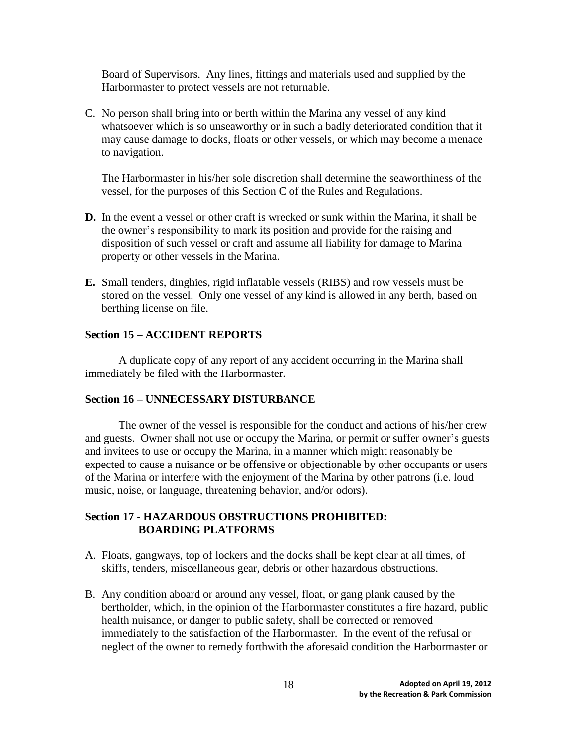Board of Supervisors. Any lines, fittings and materials used and supplied by the Harbormaster to protect vessels are not returnable.

C. No person shall bring into or berth within the Marina any vessel of any kind whatsoever which is so unseaworthy or in such a badly deteriorated condition that it may cause damage to docks, floats or other vessels, or which may become a menace to navigation.

   The Harbormaster in his/her sole discretion shall determine the seaworthiness of the vessel, for the purposes of this Section C of the Rules and Regulations.

**D.** In the event a vessel or other craft is wrecked or sunk within the Marina, it shall be the owner's responsibility to mark its position and provide for the raising and disposition of such vessel or craft and assume all liability for damage to Marina property or other vessels in the Marina.

**E.** Small tenders, dinghies, rigid inflatable vessels (RIBS) and row vessels must be stored on the vessel. Only one vessel of any kind is allowed in any berth, based on berthing license on file.

## Section 15 – ACCIDENT REPORTS

A duplicate copy of any report of any accident occurring in the Marina shall immediately be filed with the Harbormaster.

## Section 16 – UNNECESSARY DISTURBANCE

The owner of the vessel is responsible for the conduct and actions of his/her crew and guests. Owner shall not use or occupy the Marina, or permit or suffer owner's guests and invitees to use or occupy the Marina, in a manner which might reasonably be expected to cause a nuisance or be offensive or objectionable by other occupants or users of the Marina or interfere with the enjoyment of the Marina by other patrons (i.e. loud music, noise, or language, threatening behavior, and/or odors).

## Section 17 - HAZARDOUS OBSTRUCTIONS PROHIBITED: BOARDING PLATFORMS

A. Floats, gangways, top of lockers and the docks shall be kept clear at all times, of skiffs, tenders, miscellaneous gear, debris or other hazardous obstructions.

B. Any condition aboard or around any vessel, float, or gang plank caused by the bertholder, which, in the opinion of the Harbormaster constitutes a fire hazard, public health nuisance, or danger to public safety, shall be corrected or removed immediately to the satisfaction of the Harbormaster. In the event of the refusal or neglect of the owner to remedy forthwith the aforesaid condition the Harbormaster or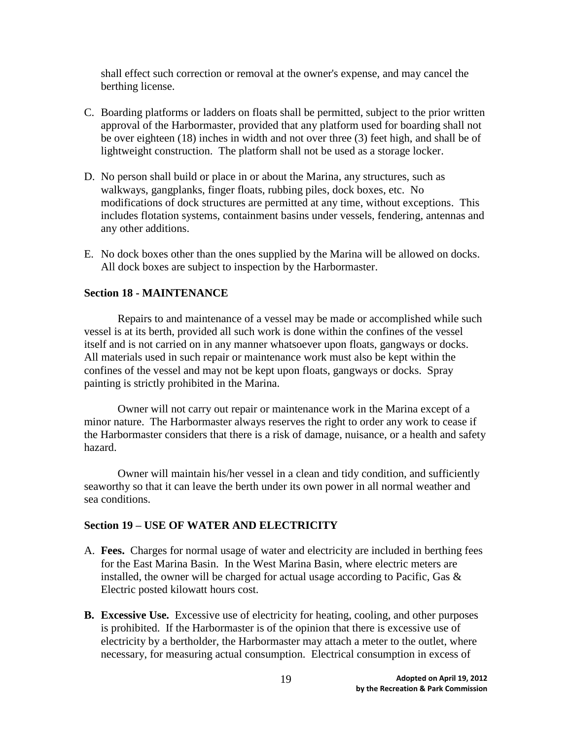shall effect such correction or removal at the owner's expense, and may cancel the berthing license.

C. Boarding platforms or ladders on floats shall be permitted, subject to the prior written approval of the Harbormaster, provided that any platform used for boarding shall not be over eighteen (18) inches in width and not over three (3) feet high, and shall be of lightweight construction. The platform shall not be used as a storage locker.

D. No person shall build or place in or about the Marina, any structures, such as walkways, gangplanks, finger floats, rubbing piles, dock boxes, etc. No modifications of dock structures are permitted at any time, without exceptions. This includes flotation systems, containment basins under vessels, fendering, antennas and any other additions.

E. No dock boxes other than the ones supplied by the Marina will be allowed on docks. All dock boxes are subject to inspection by the Harbormaster.

### Section 18 - MAINTENANCE

Repairs to and maintenance of a vessel may be made or accomplished while such vessel is at its berth, provided all such work is done within the confines of the vessel itself and is not carried on in any manner whatsoever upon floats, gangways or docks. All materials used in such repair or maintenance work must also be kept within the confines of the vessel and may not be kept upon floats, gangways or docks. Spray painting is strictly prohibited in the Marina.

Owner will not carry out repair or maintenance work in the Marina except of a minor nature. The Harbormaster always reserves the right to order any work to cease if the Harbormaster considers that there is a risk of damage, nuisance, or a health and safety hazard.

Owner will maintain his/her vessel in a clean and tidy condition, and sufficiently seaworthy so that it can leave the berth under its own power in all normal weather and sea conditions.

### Section 19 – USE OF WATER AND ELECTRICITY

A. **Fees.** Charges for normal usage of water and electricity are included in berthing fees for the East Marina Basin. In the West Marina Basin, where electric meters are installed, the owner will be charged for actual usage according to Pacific, Gas & Electric posted kilowatt hours cost.

**B. Excessive Use.** Excessive use of electricity for heating, cooling, and other purposes is prohibited. If the Harbormaster is of the opinion that there is excessive use of electricity by a bertholder, the Harbormaster may attach a meter to the outlet, where necessary, for measuring actual consumption. Electrical consumption in excess of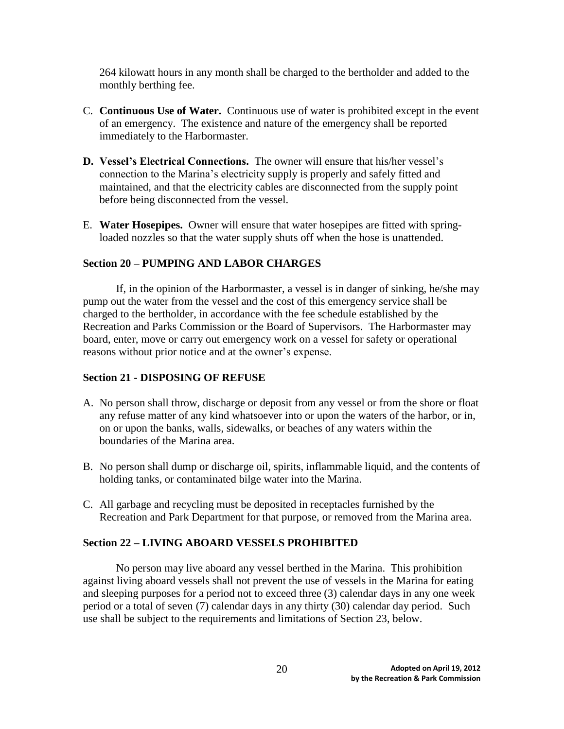264 kilowatt hours in any month shall be charged to the bertholder and added to the monthly berthing fee.

C. **Continuous Use of Water.** Continuous use of water is prohibited except in the event of an emergency. The existence and nature of the emergency shall be reported immediately to the Harbormaster.

D. **Vessel's Electrical Connections.** The owner will ensure that his/her vessel's connection to the Marina's electricity supply is properly and safely fitted and maintained, and that the electricity cables are disconnected from the supply point before being disconnected from the vessel.

E. **Water Hosepipes.** Owner will ensure that water hosepipes are fitted with spring-loaded nozzles so that the water supply shuts off when the hose is unattended.

### Section 20 – PUMPING AND LABOR CHARGES

If, in the opinion of the Harbormaster, a vessel is in danger of sinking, he/she may pump out the water from the vessel and the cost of this emergency service shall be charged to the bertholder, in accordance with the fee schedule established by the Recreation and Parks Commission or the Board of Supervisors. The Harbormaster may board, enter, move or carry out emergency work on a vessel for safety or operational reasons without prior notice and at the owner's expense.

### Section 21 - DISPOSING OF REFUSE

A. No person shall throw, discharge or deposit from any vessel or from the shore or float any refuse matter of any kind whatsoever into or upon the waters of the harbor, or in, on or upon the banks, walls, sidewalks, or beaches of any waters within the boundaries of the Marina area.

B. No person shall dump or discharge oil, spirits, inflammable liquid, and the contents of holding tanks, or contaminated bilge water into the Marina.

C. All garbage and recycling must be deposited in receptacles furnished by the Recreation and Park Department for that purpose, or removed from the Marina area.

### Section 22 – LIVING ABOARD VESSELS PROHIBITED

No person may live aboard any vessel berthed in the Marina. This prohibition against living aboard vessels shall not prevent the use of vessels in the Marina for eating and sleeping purposes for a period not to exceed three (3) calendar days in any one week period or a total of seven (7) calendar days in any thirty (30) calendar day period. Such use shall be subject to the requirements and limitations of Section 23, below.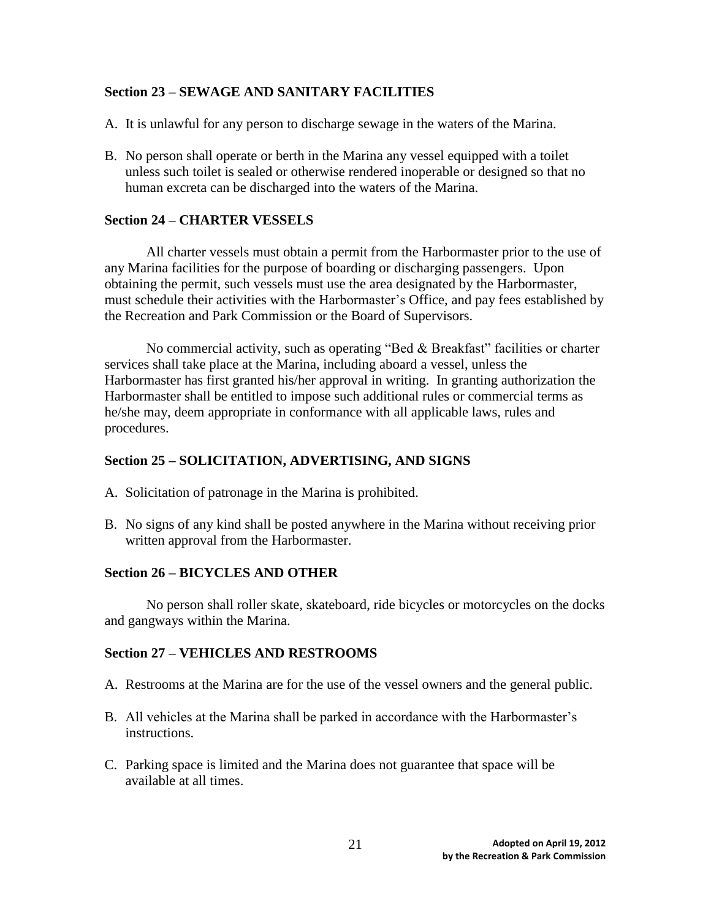### Section 23 – SEWAGE AND SANITARY FACILITIES

A. It is unlawful for any person to discharge sewage in the waters of the Marina.

B. No person shall operate or berth in the Marina any vessel equipped with a toilet unless such toilet is sealed or otherwise rendered inoperable or designed so that no human excreta can be discharged into the waters of the Marina.

### Section 24 – CHARTER VESSELS

All charter vessels must obtain a permit from the Harbormaster prior to the use of any Marina facilities for the purpose of boarding or discharging passengers. Upon obtaining the permit, such vessels must use the area designated by the Harbormaster, must schedule their activities with the Harbormaster's Office, and pay fees established by the Recreation and Park Commission or the Board of Supervisors.

No commercial activity, such as operating "Bed & Breakfast" facilities or charter services shall take place at the Marina, including aboard a vessel, unless the Harbormaster has first granted his/her approval in writing. In granting authorization the Harbormaster shall be entitled to impose such additional rules or commercial terms as he/she may, deem appropriate in conformance with all applicable laws, rules and procedures.

### Section 25 – SOLICITATION, ADVERTISING, AND SIGNS

A. Solicitation of patronage in the Marina is prohibited.

B. No signs of any kind shall be posted anywhere in the Marina without receiving prior written approval from the Harbormaster.

### Section 26 – BICYCLES AND OTHER

No person shall roller skate, skateboard, ride bicycles or motorcycles on the docks and gangways within the Marina.

### Section 27 – VEHICLES AND RESTROOMS

A. Restrooms at the Marina are for the use of the vessel owners and the general public.

B. All vehicles at the Marina shall be parked in accordance with the Harbormaster's instructions.

C. Parking space is limited and the Marina does not guarantee that space will be available at all times.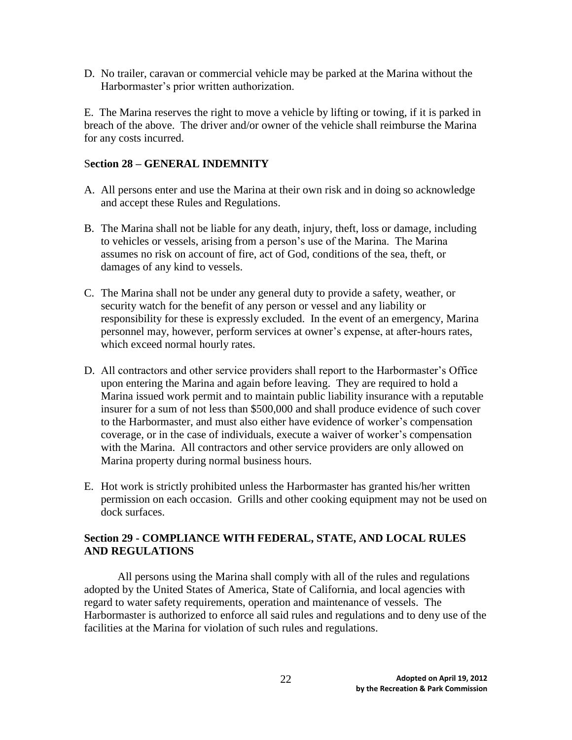D. No trailer, caravan or commercial vehicle may be parked at the Marina without the Harbormaster's prior written authorization.

E. The Marina reserves the right to move a vehicle by lifting or towing, if it is parked in breach of the above. The driver and/or owner of the vehicle shall reimburse the Marina for any costs incurred.

## Section 28 – GENERAL INDEMNITY

A. All persons enter and use the Marina at their own risk and in doing so acknowledge and accept these Rules and Regulations.

B. The Marina shall not be liable for any death, injury, theft, loss or damage, including to vehicles or vessels, arising from a person's use of the Marina. The Marina assumes no risk on account of fire, act of God, conditions of the sea, theft, or damages of any kind to vessels.

C. The Marina shall not be under any general duty to provide a safety, weather, or security watch for the benefit of any person or vessel and any liability or responsibility for these is expressly excluded. In the event of an emergency, Marina personnel may, however, perform services at owner's expense, at after-hours rates, which exceed normal hourly rates.

D. All contractors and other service providers shall report to the Harbormaster's Office upon entering the Marina and again before leaving. They are required to hold a Marina issued work permit and to maintain public liability insurance with a reputable insurer for a sum of not less than $500,000 and shall produce evidence of such cover to the Harbormaster, and must also either have evidence of worker's compensation coverage, or in the case of individuals, execute a waiver of worker's compensation with the Marina. All contractors and other service providers are only allowed on Marina property during normal business hours.

E. Hot work is strictly prohibited unless the Harbormaster has granted his/her written permission on each occasion. Grills and other cooking equipment may not be used on dock surfaces.

## Section 29 - COMPLIANCE WITH FEDERAL, STATE, AND LOCAL RULES AND REGULATIONS

All persons using the Marina shall comply with all of the rules and regulations adopted by the United States of America, State of California, and local agencies with regard to water safety requirements, operation and maintenance of vessels. The Harbormaster is authorized to enforce all said rules and regulations and to deny use of the facilities at the Marina for violation of such rules and regulations.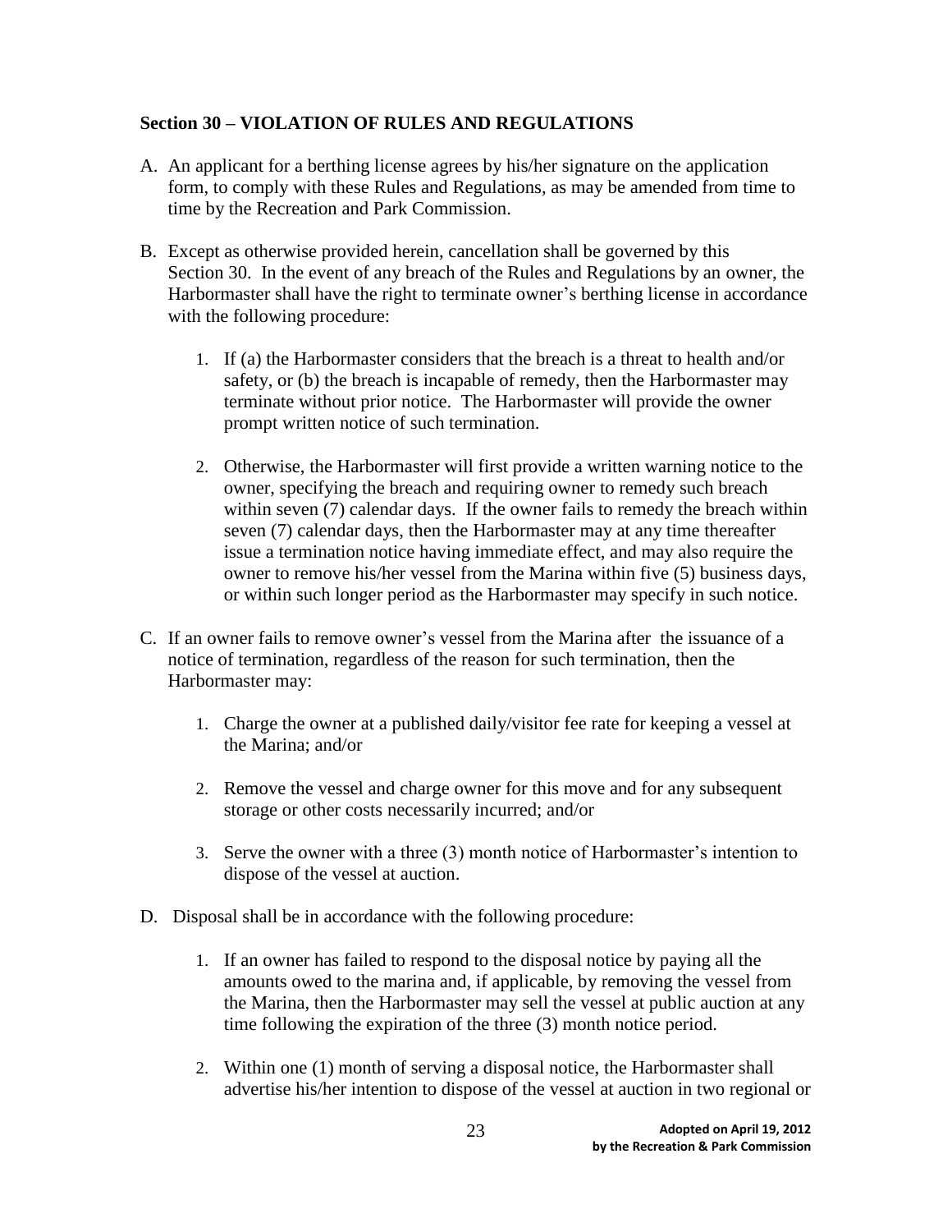## Section 30 – VIOLATION OF RULES AND REGULATIONS

A. An applicant for a berthing license agrees by his/her signature on the application form, to comply with these Rules and Regulations, as may be amended from time to time by the Recreation and Park Commission.

B. Except as otherwise provided herein, cancellation shall be governed by this Section 30. In the event of any breach of the Rules and Regulations by an owner, the Harbormaster shall have the right to terminate owner's berthing license in accordance with the following procedure:

   1. If (a) the Harbormaster considers that the breach is a threat to health and/or safety, or (b) the breach is incapable of remedy, then the Harbormaster may terminate without prior notice. The Harbormaster will provide the owner prompt written notice of such termination.

   2. Otherwise, the Harbormaster will first provide a written warning notice to the owner, specifying the breach and requiring owner to remedy such breach within seven (7) calendar days. If the owner fails to remedy the breach within seven (7) calendar days, then the Harbormaster may at any time thereafter issue a termination notice having immediate effect, and may also require the owner to remove his/her vessel from the Marina within five (5) business days, or within such longer period as the Harbormaster may specify in such notice.

C. If an owner fails to remove owner's vessel from the Marina after the issuance of a notice of termination, regardless of the reason for such termination, then the Harbormaster may:

   1. Charge the owner at a published daily/visitor fee rate for keeping a vessel at the Marina; and/or

   2. Remove the vessel and charge owner for this move and for any subsequent storage or other costs necessarily incurred; and/or

   3. Serve the owner with a three (3) month notice of Harbormaster's intention to dispose of the vessel at auction.

D. Disposal shall be in accordance with the following procedure:

   1. If an owner has failed to respond to the disposal notice by paying all the amounts owed to the marina and, if applicable, by removing the vessel from the Marina, then the Harbormaster may sell the vessel at public auction at any time following the expiration of the three (3) month notice period.

   2. Within one (1) month of serving a disposal notice, the Harbormaster shall advertise his/her intention to dispose of the vessel at auction in two regional or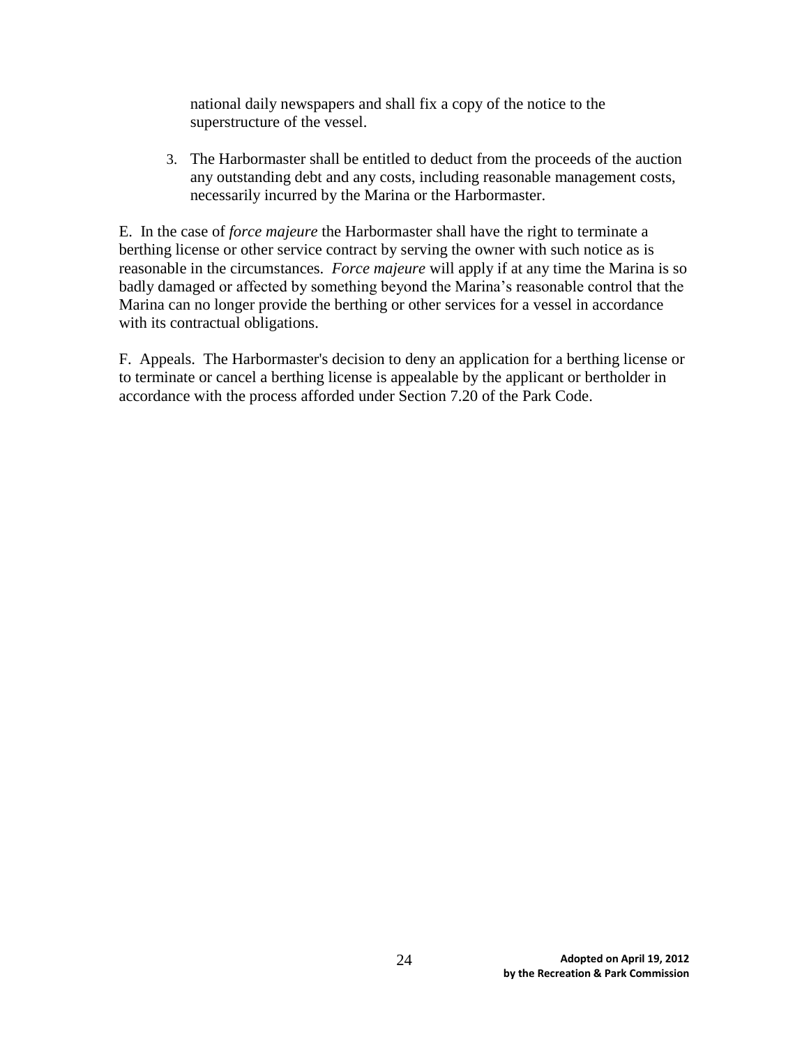national daily newspapers and shall fix a copy of the notice to the superstructure of the vessel.

3. The Harbormaster shall be entitled to deduct from the proceeds of the auction any outstanding debt and any costs, including reasonable management costs, necessarily incurred by the Marina or the Harbormaster.

E. In the case of *force majeure* the Harbormaster shall have the right to terminate a berthing license or other service contract by serving the owner with such notice as is reasonable in the circumstances. *Force majeure* will apply if at any time the Marina is so badly damaged or affected by something beyond the Marina's reasonable control that the Marina can no longer provide the berthing or other services for a vessel in accordance with its contractual obligations.

F. Appeals. The Harbormaster's decision to deny an application for a berthing license or to terminate or cancel a berthing license is appealable by the applicant or bertholder in accordance with the process afforded under Section 7.20 of the Park Code.